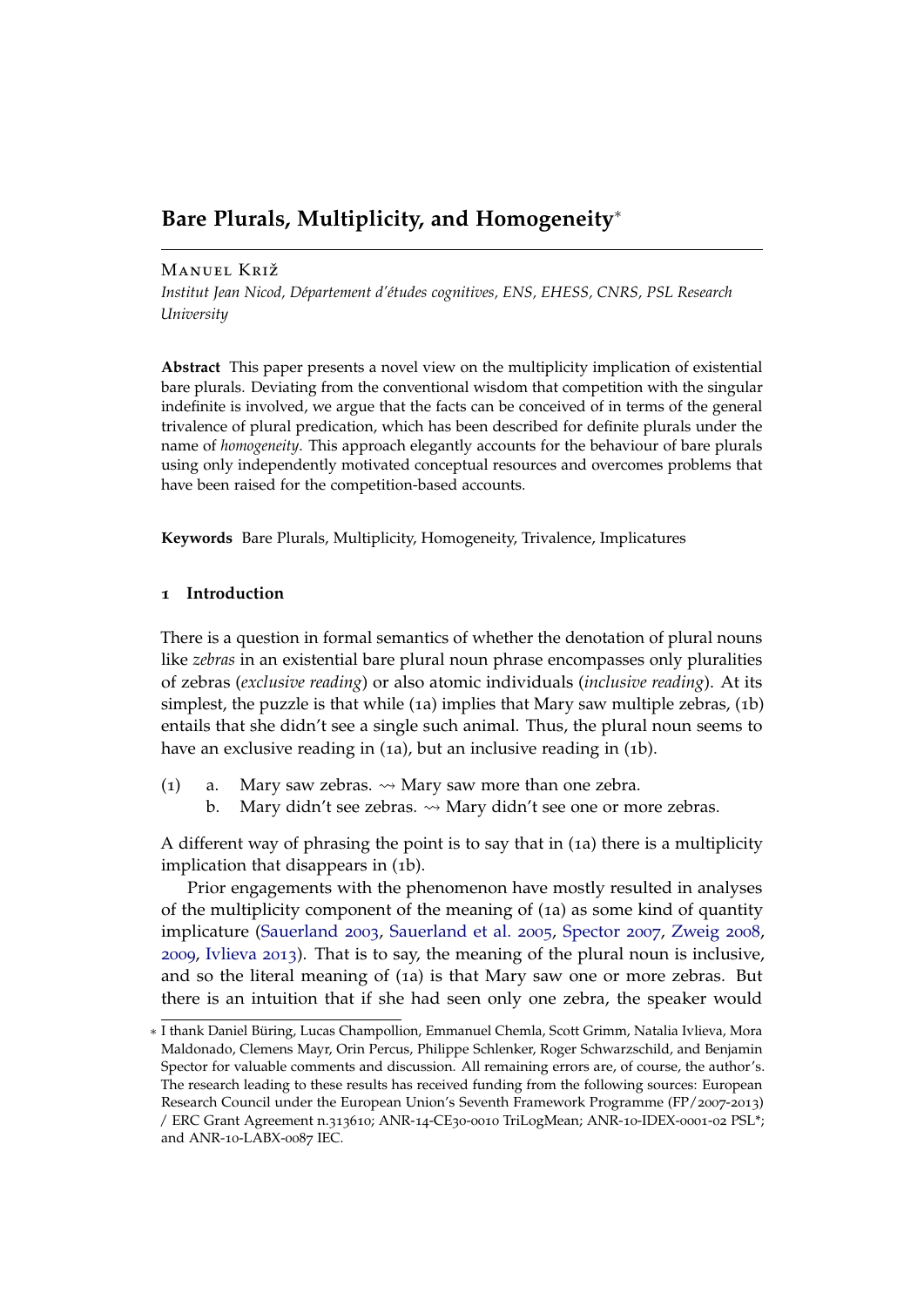# Bare Plurals, Multiplicity, and Homogeneity*

Manuel Križ

*Institut Jean Nicod, Département d'études cognitives, ENS, EHESS, CNRS, PSL Research University*

**Abstract** This paper presents a novel view on the multiplicity implication of existential bare plurals. Deviating from the conventional wisdom that competition with the singular indefinite is involved, we argue that the facts can be conceived of in terms of the general trivalence of plural predication, which has been described for definite plurals under the name of *homogeneity*. This approach elegantly accounts for the behaviour of bare plurals using only independently motivated conceptual resources and overcomes problems that have been raised for the competition-based accounts.

**Keywords** Bare Plurals, Multiplicity, Homogeneity, Trivalence, Implicatures

## 1 Introduction

There is a question in formal semantics of whether the denotation of plural nouns like *zebras* in an existential bare plural noun phrase encompasses only pluralities of zebras (*exclusive reading*) or also atomic individuals (*inclusive reading*). At its simplest, the puzzle is that while (1a) implies that Mary saw multiple zebras, (1b) entails that she didn't see a single such animal. Thus, the plural noun seems to have an exclusive reading in (1a), but an inclusive reading in (1b).

(1) a. Mary saw zebras. $\rightsquigarrow$ Mary saw more than one zebra.
  b. Mary didn't see zebras. $\rightsquigarrow$ Mary didn't see one or more zebras.

A different way of phrasing the point is to say that in (1a) there is a multiplicity implication that disappears in (1b).

Prior engagements with the phenomenon have mostly resulted in analyses of the multiplicity component of the meaning of (1a) as some kind of quantity implicature (Sauerland 2003, Sauerland et al. 2005, Spector 2007, Zweig 2008, 2009, Ivlieva 2013). That is to say, the meaning of the plural noun is inclusive, and so the literal meaning of (1a) is that Mary saw one or more zebras. But there is an intuition that if she had seen only one zebra, the speaker would

---

* I thank Daniel Büring, Lucas Champollion, Emmanuel Chemla, Scott Grimm, Natalia Ivlieva, Mora Maldonado, Clemens Mayr, Orin Percus, Philippe Schlenker, Roger Schwarzschild, and Benjamin Spector for valuable comments and discussion. All remaining errors are, of course, the author's. The research leading to these results has received funding from the following sources: European Research Council under the European Union's Seventh Framework Programme (FP/2007-2013) / ERC Grant Agreement n.313610; ANR-14-CE30-0010 TriLogMean; ANR-10-IDEX-0001-02 PSL*; and ANR-10-LABX-0087 IEC.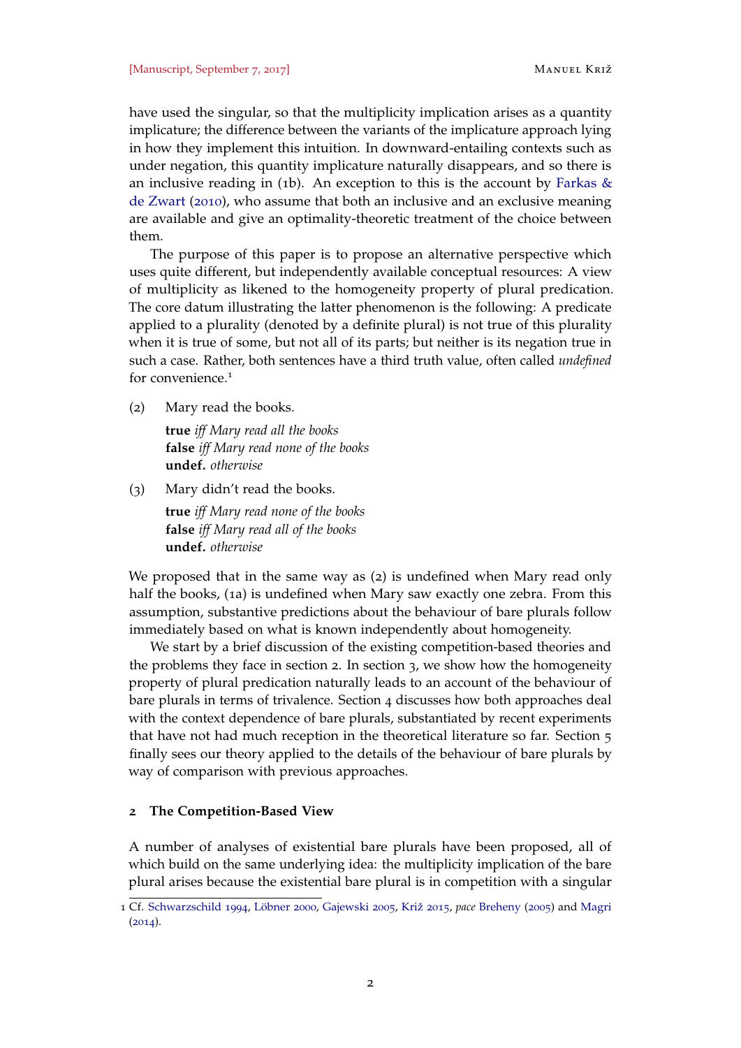have used the singular, so that the multiplicity implication arises as a quantity implicature; the difference between the variants of the implicature approach lying in how they implement this intuition. In downward-entailing contexts such as under negation, this quantity implicature naturally disappears, and so there is an inclusive reading in (1b). An exception to this is the account by Farkas & de Zwart (2010), who assume that both an inclusive and an exclusive meaning are available and give an optimality-theoretic treatment of the choice between them.

The purpose of this paper is to propose an alternative perspective which uses quite different, but independently available conceptual resources: A view of multiplicity as likened to the homogeneity property of plural predication. The core datum illustrating the latter phenomenon is the following: A predicate applied to a plurality (denoted by a definite plural) is not true of this plurality when it is true of some, but not all of its parts; but neither is its negation true in such a case. Rather, both sentences have a third truth value, often called *undefined* for convenience.[1]

(2) Mary read the books.
**true** *iff Mary read all the books*
**false** *iff Mary read none of the books*
**undef.** *otherwise*

(3) Mary didn't read the books.
**true** *iff Mary read none of the books*
**false** *iff Mary read all of the books*
**undef.** *otherwise*

We proposed that in the same way as (2) is undefined when Mary read only half the books, (1a) is undefined when Mary saw exactly one zebra. From this assumption, substantive predictions about the behaviour of bare plurals follow immediately based on what is known independently about homogeneity.

We start by a brief discussion of the existing competition-based theories and the problems they face in section 2. In section 3, we show how the homogeneity property of plural predication naturally leads to an account of the behaviour of bare plurals in terms of trivalence. Section 4 discusses how both approaches deal with the context dependence of bare plurals, substantiated by recent experiments that have not had much reception in the theoretical literature so far. Section 5 finally sees our theory applied to the details of the behaviour of bare plurals by way of comparison with previous approaches.

## 2 The Competition-Based View

A number of analyses of existential bare plurals have been proposed, all of which build on the same underlying idea: the multiplicity implication of the bare plural arises because the existential bare plural is in competition with a singular

---

1 Cf. Schwarzschild 1994, Löbner 2000, Gajewski 2005, Križ 2015, *pace* Breheny (2005) and Magri (2014).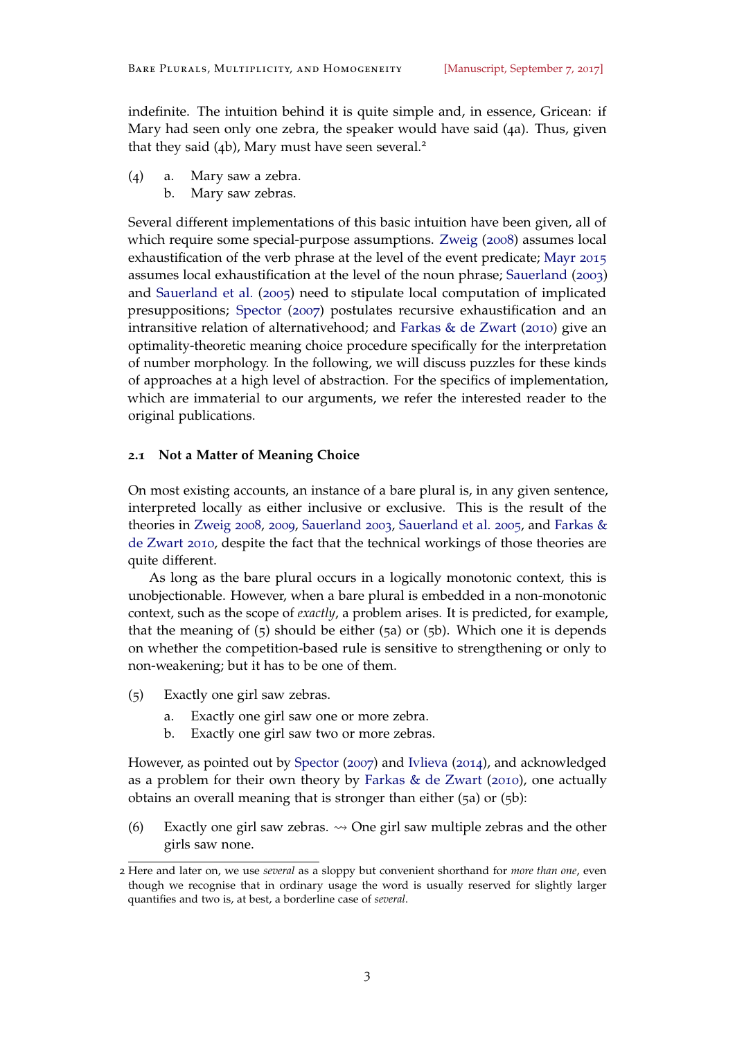indefinite. The intuition behind it is quite simple and, in essence, Gricean: if Mary had seen only one zebra, the speaker would have said (4a). Thus, given that they said (4b), Mary must have seen several.[2]

(4) a. Mary saw a zebra.
 b. Mary saw zebras.

Several different implementations of this basic intuition have been given, all of which require some special-purpose assumptions. Zweig (2008) assumes local exhaustification of the verb phrase at the level of the event predicate; Mayr 2015 assumes local exhaustification at the level of the noun phrase; Sauerland (2003) and Sauerland et al. (2005) need to stipulate local computation of implicated presuppositions; Spector (2007) postulates recursive exhaustification and an intransitive relation of alternativehood; and Farkas & de Zwart (2010) give an optimality-theoretic meaning choice procedure specifically for the interpretation of number morphology. In the following, we will discuss puzzles for these kinds of approaches at a high level of abstraction. For the specifics of implementation, which are immaterial to our arguments, we refer the interested reader to the original publications.

### 2.1 Not a Matter of Meaning Choice

On most existing accounts, an instance of a bare plural is, in any given sentence, interpreted locally as either inclusive or exclusive. This is the result of the theories in Zweig 2008, 2009, Sauerland 2003, Sauerland et al. 2005, and Farkas & de Zwart 2010, despite the fact that the technical workings of those theories are quite different.

As long as the bare plural occurs in a logically monotonic context, this is unobjectionable. However, when a bare plural is embedded in a non-monotonic context, such as the scope of *exactly*, a problem arises. It is predicted, for example, that the meaning of (5) should be either (5a) or (5b). Which one it is depends on whether the competition-based rule is sensitive to strengthening or only to non-weakening; but it has to be one of them.

(5) Exactly one girl saw zebras.
 a. Exactly one girl saw one or more zebra.
 b. Exactly one girl saw two or more zebras.

However, as pointed out by Spector (2007) and Ivlieva (2014), and acknowledged as a problem for their own theory by Farkas & de Zwart (2010), one actually obtains an overall meaning that is stronger than either (5a) or (5b):

(6) Exactly one girl saw zebras. ⇝ One girl saw multiple zebras and the other girls saw none.

---

[2] Here and later on, we use *several* as a sloppy but convenient shorthand for *more than one*, even though we recognise that in ordinary usage the word is usually reserved for slightly larger quantifies and two is, at best, a borderline case of *several*.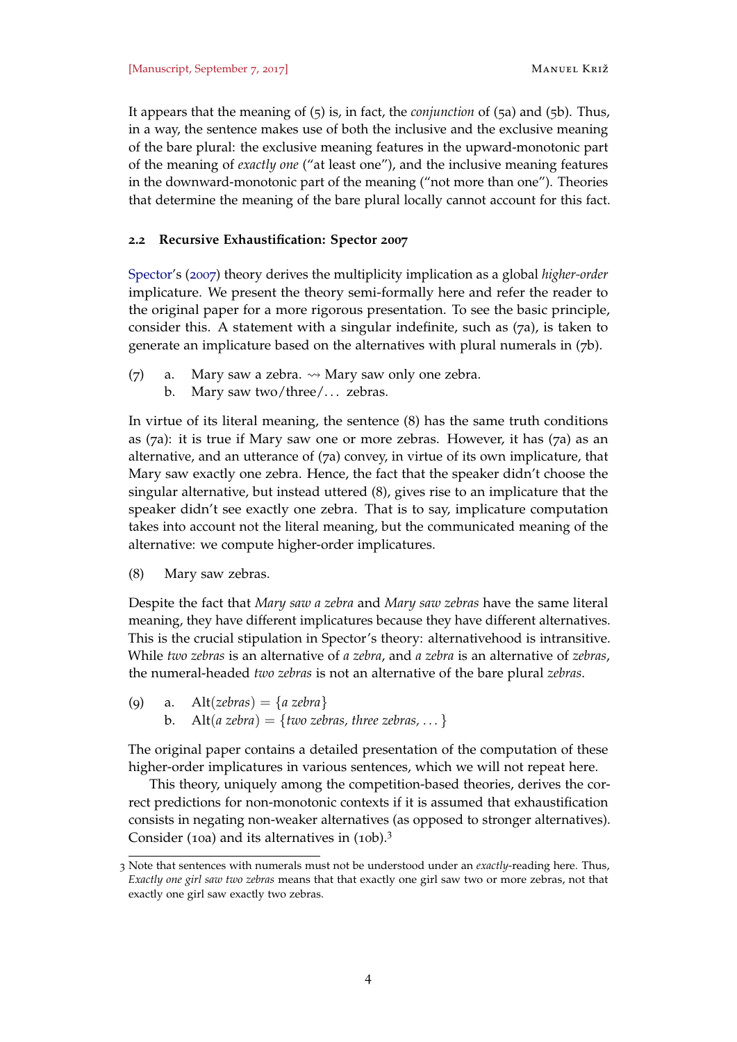It appears that the meaning of (5) is, in fact, the *conjunction* of (5a) and (5b). Thus, in a way, the sentence makes use of both the inclusive and the exclusive meaning of the bare plural: the exclusive meaning features in the upward-monotonic part of the meaning of *exactly one* ("at least one"), and the inclusive meaning features in the downward-monotonic part of the meaning ("not more than one"). Theories that determine the meaning of the bare plural locally cannot account for this fact.

### 2.2 Recursive Exhaustification: Spector 2007

Spector's (2007) theory derives the multiplicity implication as a global *higher-order* implicature. We present the theory semi-formally here and refer the reader to the original paper for a more rigorous presentation. To see the basic principle, consider this. A statement with a singular indefinite, such as (7a), is taken to generate an implicature based on the alternatives with plural numerals in (7b).

(7) a. Mary saw a zebra. $\rightsquigarrow$ Mary saw only one zebra.
  b. Mary saw two/three/... zebras.

In virtue of its literal meaning, the sentence (8) has the same truth conditions as (7a): it is true if Mary saw one or more zebras. However, it has (7a) as an alternative, and an utterance of (7a) convey, in virtue of its own implicature, that Mary saw exactly one zebra. Hence, the fact that the speaker didn't choose the singular alternative, but instead uttered (8), gives rise to an implicature that the speaker didn't see exactly one zebra. That is to say, implicature computation takes into account not the literal meaning, but the communicated meaning of the alternative: we compute higher-order implicatures.

(8) Mary saw zebras.

Despite the fact that *Mary saw a zebra* and *Mary saw zebras* have the same literal meaning, they have different implicatures because they have different alternatives. This is the crucial stipulation in Spector's theory: alternativehood is intransitive. While *two zebras* is an alternative of *a zebra*, and *a zebra* is an alternative of *zebras*, the numeral-headed *two zebras* is not an alternative of the bare plural *zebras*.

(9) a. Alt(*zebras*) = {*a zebra*}
  b. Alt(*a zebra*) = {*two zebras, three zebras, ...*}

The original paper contains a detailed presentation of the computation of these higher-order implicatures in various sentences, which we will not repeat here.

This theory, uniquely among the competition-based theories, derives the correct predictions for non-monotonic contexts if it is assumed that exhaustification consists in negating non-weaker alternatives (as opposed to stronger alternatives). Consider (10a) and its alternatives in (10b).[3]

---

[3] Note that sentences with numerals must not be understood under an *exactly*-reading here. Thus, *Exactly one girl saw two zebras* means that that exactly one girl saw two or more zebras, not that exactly one girl saw exactly two zebras.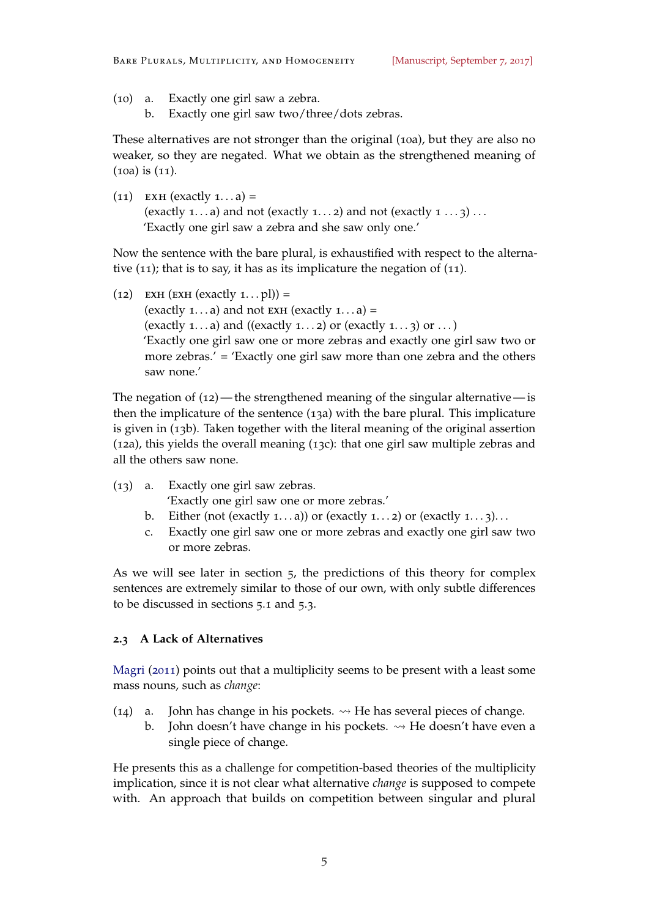(10) a. Exactly one girl saw a zebra.
b. Exactly one girl saw two/three/dots zebras.

These alternatives are not stronger than the original (10a), but they are also no weaker, so they are negated. What we obtain as the strengthened meaning of (10a) is (11).

(11) EXH (exactly 1...a) =
(exactly 1...a) and not (exactly 1...2) and not (exactly 1 ...3) ...
'Exactly one girl saw a zebra and she saw only one.'

Now the sentence with the bare plural, is exhaustified with respect to the alternative (11); that is to say, it has as its implicature the negation of (11).

(12) EXH (EXH (exactly 1...pl)) =
(exactly 1...a) and not EXH (exactly 1...a) =
(exactly 1...a) and ((exactly 1...2) or (exactly 1...3) or ...)
'Exactly one girl saw one or more zebras and exactly one girl saw two or more zebras.' = 'Exactly one girl saw more than one zebra and the others saw none.'

The negation of (12) — the strengthened meaning of the singular alternative — is then the implicature of the sentence (13a) with the bare plural. This implicature is given in (13b). Taken together with the literal meaning of the original assertion (12a), this yields the overall meaning (13c): that one girl saw multiple zebras and all the others saw none.

(13) a. Exactly one girl saw zebras.
'Exactly one girl saw one or more zebras.'
b. Either (not (exactly 1...a)) or (exactly 1...2) or (exactly 1...3)...
c. Exactly one girl saw one or more zebras and exactly one girl saw two or more zebras.

As we will see later in section 5, the predictions of this theory for complex sentences are extremely similar to those of our own, with only subtle differences to be discussed in sections 5.1 and 5.3.

### 2.3 A Lack of Alternatives

Magri (2011) points out that a multiplicity seems to be present with a least some mass nouns, such as *change*:

(14) a. John has change in his pockets. ⇝ He has several pieces of change.
b. John doesn't have change in his pockets. ⇝ He doesn't have even a single piece of change.

He presents this as a challenge for competition-based theories of the multiplicity implication, since it is not clear what alternative *change* is supposed to compete with. An approach that builds on competition between singular and plural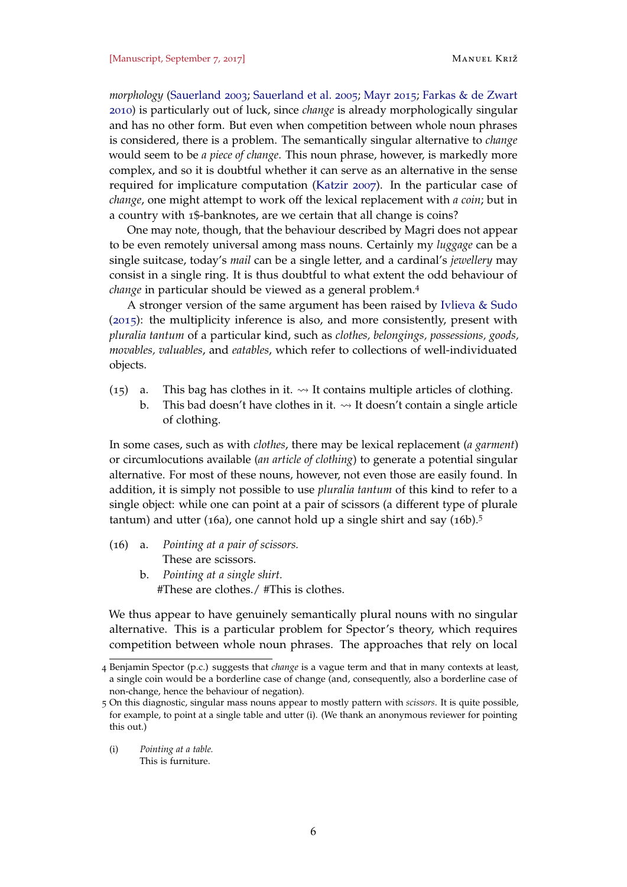*morphology* (Sauerland 2003; Sauerland et al. 2005; Mayr 2015; Farkas & de Zwart 2010) is particularly out of luck, since *change* is already morphologically singular and has no other form. But even when competition between whole noun phrases is considered, there is a problem. The semantically singular alternative to *change* would seem to be *a piece of change*. This noun phrase, however, is markedly more complex, and so it is doubtful whether it can serve as an alternative in the sense required for implicature computation (Katzir 2007). In the particular case of *change*, one might attempt to work off the lexical replacement with *a coin*; but in a country with 1$-banknotes, are we certain that all change is coins?

One may note, though, that the behaviour described by Magri does not appear to be even remotely universal among mass nouns. Certainly my *luggage* can be a single suitcase, today's *mail* can be a single letter, and a cardinal's *jewellery* may consist in a single ring. It is thus doubtful to what extent the odd behaviour of *change* in particular should be viewed as a general problem.[4]

A stronger version of the same argument has been raised by Ivlieva & Sudo (2015): the multiplicity inference is also, and more consistently, present with *pluralia tantum* of a particular kind, such as *clothes, belongings, possessions, goods, movables, valuables*, and *eatables*, which refer to collections of well-individuated objects.

(15) a. This bag has clothes in it. ⇝ It contains multiple articles of clothing.
b. This bad doesn't have clothes in it. ⇝ It doesn't contain a single article of clothing.

In some cases, such as with *clothes*, there may be lexical replacement (*a garment*) or circumlocutions available (*an article of clothing*) to generate a potential singular alternative. For most of these nouns, however, not even those are easily found. In addition, it is simply not possible to use *pluralia tantum* of this kind to refer to a single object: while one can point at a pair of scissors (a different type of plurale tantum) and utter (16a), one cannot hold up a single shirt and say (16b).[5]

(16) a. *Pointing at a pair of scissors.*
These are scissors.
b. *Pointing at a single shirt.*
#These are clothes./ #This is clothes.

We thus appear to have genuinely semantically plural nouns with no singular alternative. This is a particular problem for Spector's theory, which requires competition between whole noun phrases. The approaches that rely on local

---

4 Benjamin Spector (p.c.) suggests that *change* is a vague term and that in many contexts at least, a single coin would be a borderline case of change (and, consequently, also a borderline case of non-change, hence the behaviour of negation).

5 On this diagnostic, singular mass nouns appear to mostly pattern with *scissors*. It is quite possible, for example, to point at a single table and utter (i). (We thank an anonymous reviewer for pointing this out.)

(i) *Pointing at a table.*
This is furniture.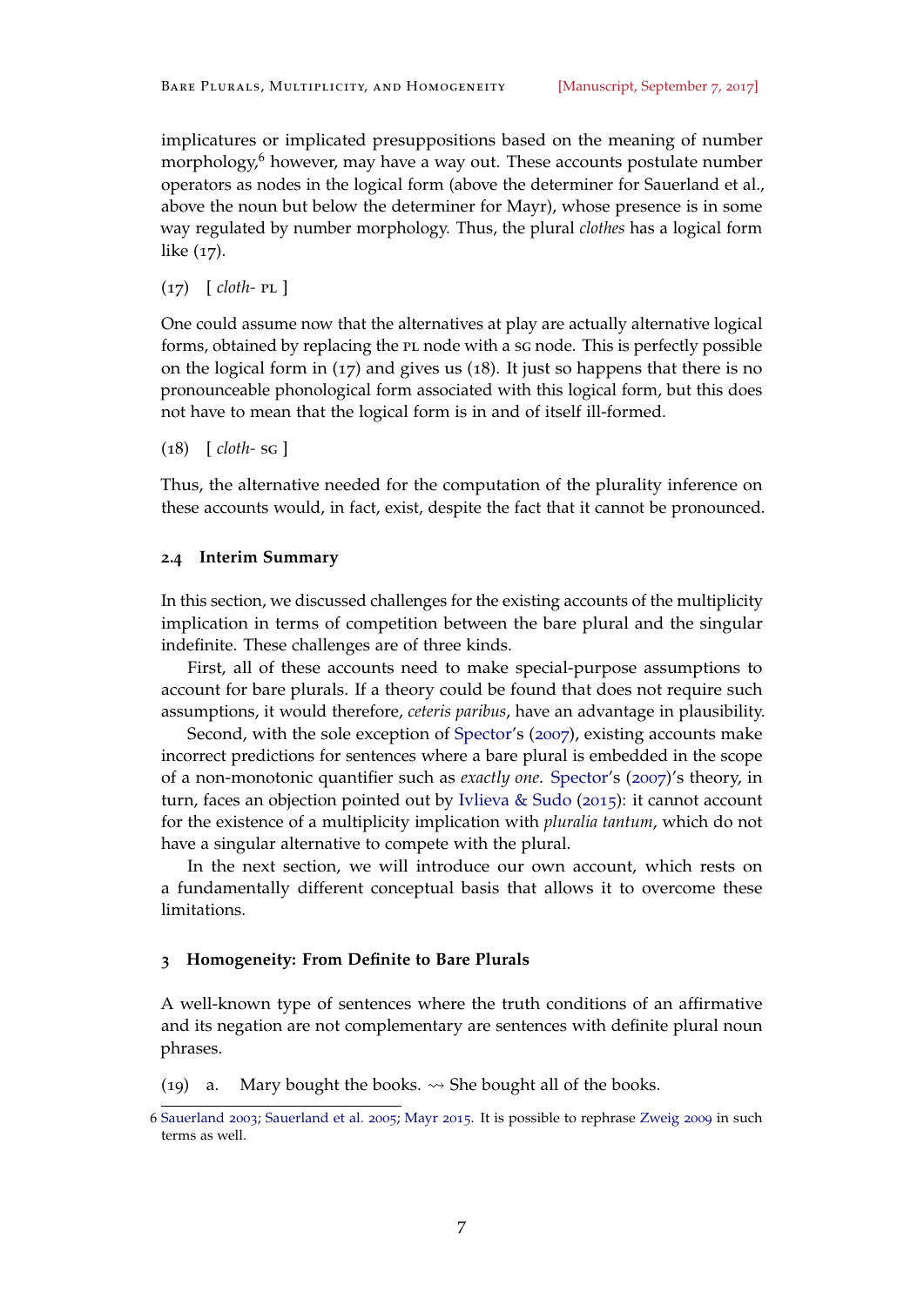implicatures or implicated presuppositions based on the meaning of number morphology,[6] however, may have a way out. These accounts postulate number operators as nodes in the logical form (above the determiner for Sauerland et al., above the noun but below the determiner for Mayr), whose presence is in some way regulated by number morphology. Thus, the plural *clothes* has a logical form like (17).

(17) [ *cloth-* PL ]

One could assume now that the alternatives at play are actually alternative logical forms, obtained by replacing the PL node with a SG node. This is perfectly possible on the logical form in (17) and gives us (18). It just so happens that there is no pronounceable phonological form associated with this logical form, but this does not have to mean that the logical form is in and of itself ill-formed.

(18) [ *cloth-* SG ]

Thus, the alternative needed for the computation of the plurality inference on these accounts would, in fact, exist, despite the fact that it cannot be pronounced.

### 2.4 Interim Summary

In this section, we discussed challenges for the existing accounts of the multiplicity implication in terms of competition between the bare plural and the singular indefinite. These challenges are of three kinds.

First, all of these accounts need to make special-purpose assumptions to account for bare plurals. If a theory could be found that does not require such assumptions, it would therefore, *ceteris paribus*, have an advantage in plausibility.

Second, with the sole exception of Spector's (2007), existing accounts make incorrect predictions for sentences where a bare plural is embedded in the scope of a non-monotonic quantifier such as *exactly one*. Spector's (2007)'s theory, in turn, faces an objection pointed out by Ivlieva & Sudo (2015): it cannot account for the existence of a multiplicity implication with *pluralia tantum*, which do not have a singular alternative to compete with the plural.

In the next section, we will introduce our own account, which rests on a fundamentally different conceptual basis that allows it to overcome these limitations.

## 3 Homogeneity: From Definite to Bare Plurals

A well-known type of sentences where the truth conditions of an affirmative and its negation are not complementary are sentences with definite plural noun phrases.

(19) a. Mary bought the books. ⇝ She bought all of the books.

6 Sauerland 2003; Sauerland et al. 2005; Mayr 2015. It is possible to rephrase Zweig 2009 in such terms as well.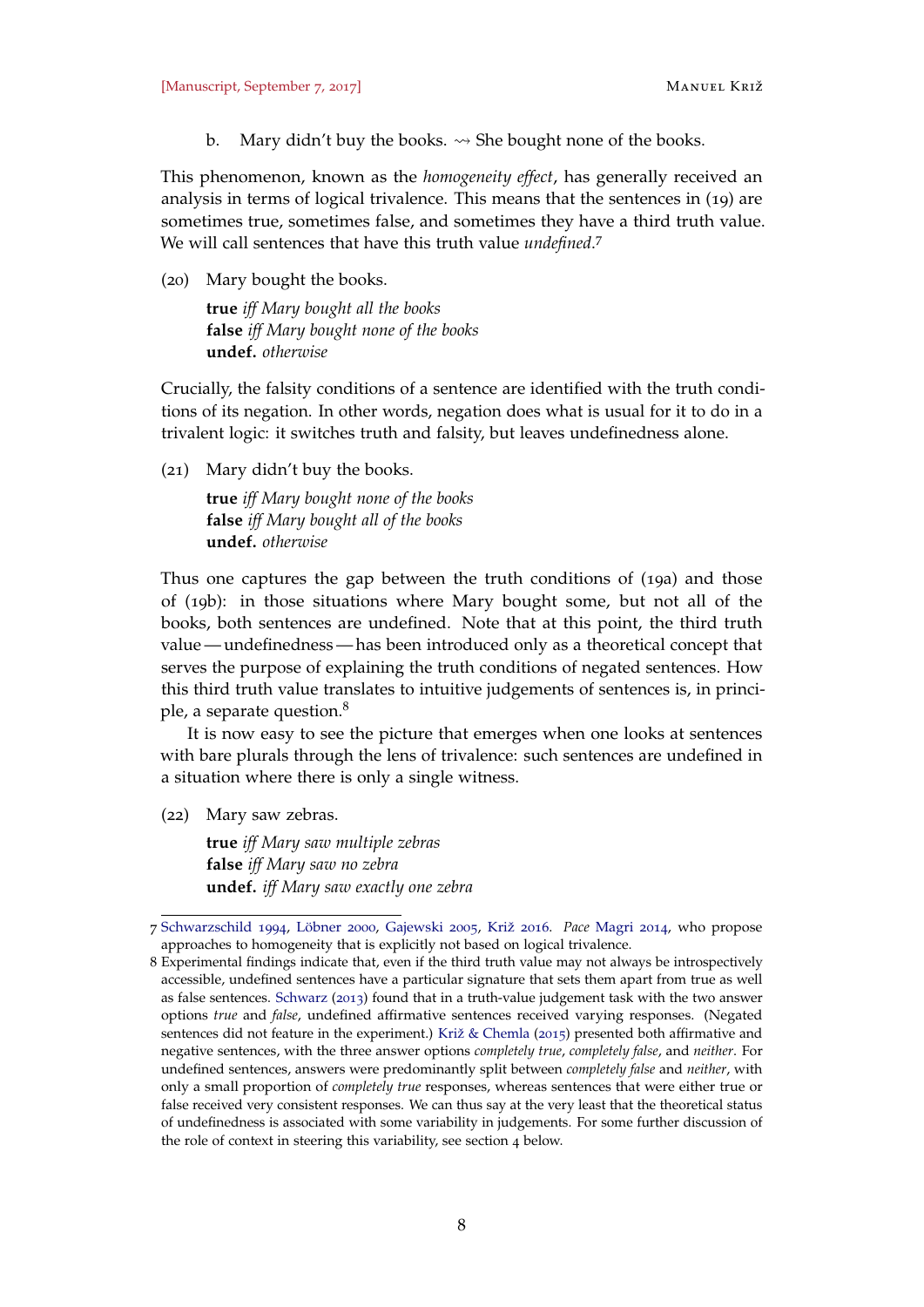b. Mary didn't buy the books. ⇝ She bought none of the books.

This phenomenon, known as the *homogeneity effect*, has generally received an analysis in terms of logical trivalence. This means that the sentences in (19) are sometimes true, sometimes false, and sometimes they have a third truth value. We will call sentences that have this truth value *undefined*.[7]

(20) Mary bought the books.

**true** *iff Mary bought all the books*
**false** *iff Mary bought none of the books*
**undef.** *otherwise*

Crucially, the falsity conditions of a sentence are identified with the truth conditions of its negation. In other words, negation does what is usual for it to do in a trivalent logic: it switches truth and falsity, but leaves undefinedness alone.

(21) Mary didn't buy the books.

**true** *iff Mary bought none of the books*
**false** *iff Mary bought all of the books*
**undef.** *otherwise*

Thus one captures the gap between the truth conditions of (19a) and those of (19b): in those situations where Mary bought some, but not all of the books, both sentences are undefined. Note that at this point, the third truth value — undefinedness — has been introduced only as a theoretical concept that serves the purpose of explaining the truth conditions of negated sentences. How this third truth value translates to intuitive judgements of sentences is, in principle, a separate question.[8]

It is now easy to see the picture that emerges when one looks at sentences with bare plurals through the lens of trivalence: such sentences are undefined in a situation where there is only a single witness.

(22) Mary saw zebras.

**true** *iff Mary saw multiple zebras*
**false** *iff Mary saw no zebra*
**undef.** *iff Mary saw exactly one zebra*

---

7 Schwarzschild 1994, Löbner 2000, Gajewski 2005, Križ 2016. *Pace* Magri 2014, who propose approaches to homogeneity that is explicitly not based on logical trivalence.

8 Experimental findings indicate that, even if the third truth value may not always be introspectively accessible, undefined sentences have a particular signature that sets them apart from true as well as false sentences. Schwarz (2013) found that in a truth-value judgement task with the two answer options *true* and *false*, undefined affirmative sentences received varying responses. (Negated sentences did not feature in the experiment.) Križ & Chemla (2015) presented both affirmative and negative sentences, with the three answer options *completely true*, *completely false*, and *neither*. For undefined sentences, answers were predominantly split between *completely false* and *neither*, with only a small proportion of *completely true* responses, whereas sentences that were either true or false received very consistent responses. We can thus say at the very least that the theoretical status of undefinedness is associated with some variability in judgements. For some further discussion of the role of context in steering this variability, see section 4 below.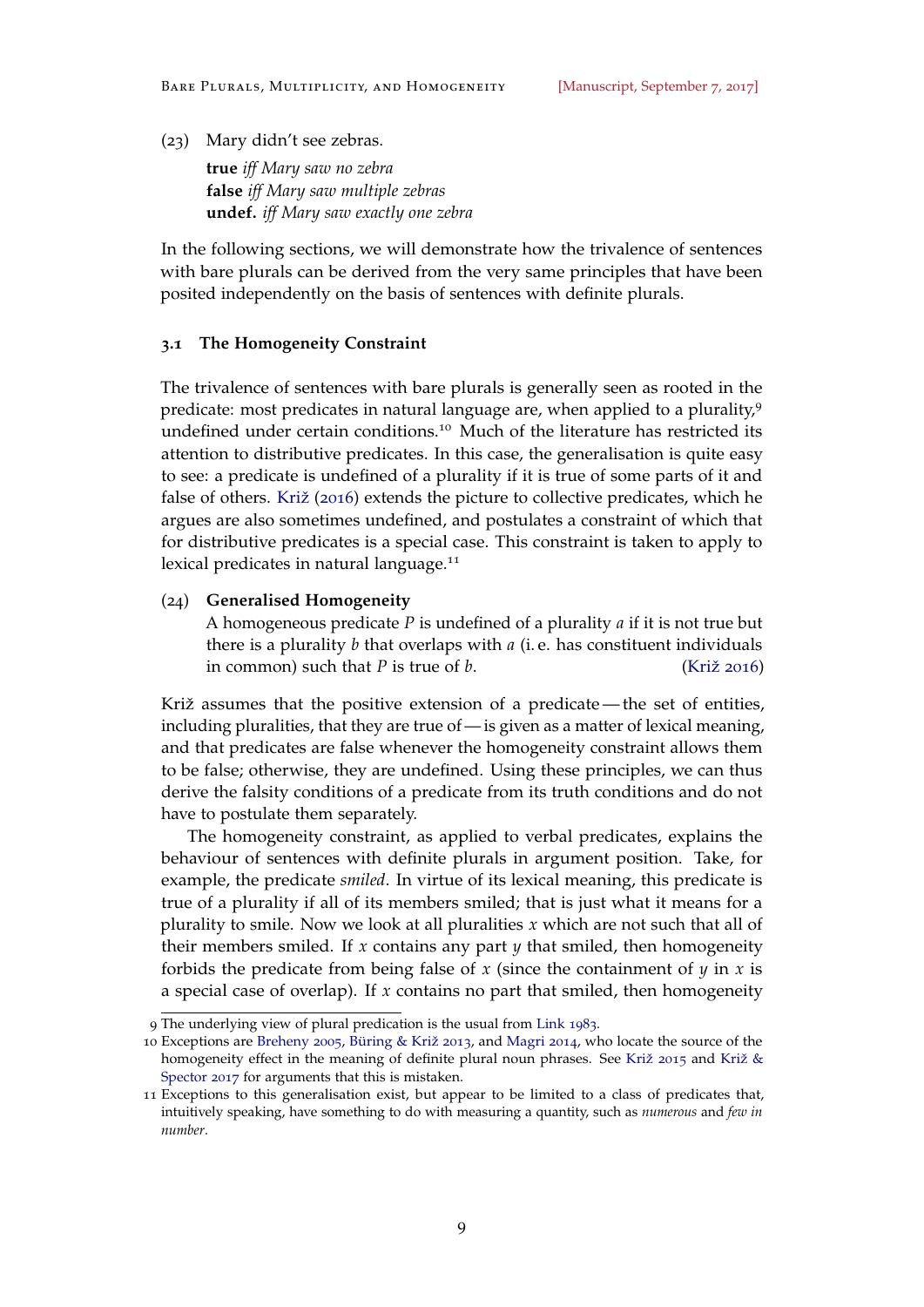(23) Mary didn't see zebras.

**true** *iff Mary saw no zebra*
**false** *iff Mary saw multiple zebras*
**undef.** *iff Mary saw exactly one zebra*

In the following sections, we will demonstrate how the trivalence of sentences with bare plurals can be derived from the very same principles that have been posited independently on the basis of sentences with definite plurals.

### 3.1 The Homogeneity Constraint

The trivalence of sentences with bare plurals is generally seen as rooted in the predicate: most predicates in natural language are, when applied to a plurality,[9] undefined under certain conditions.[10] Much of the literature has restricted its attention to distributive predicates. In this case, the generalisation is quite easy to see: a predicate is undefined of a plurality if it is true of some parts of it and false of others. Križ (2016) extends the picture to collective predicates, which he argues are also sometimes undefined, and postulates a constraint of which that for distributive predicates is a special case. This constraint is taken to apply to lexical predicates in natural language.[11]

(24) **Generalised Homogeneity**
A homogeneous predicate $P$ is undefined of a plurality $a$ if it is not true but there is a plurality $b$ that overlaps with $a$ (i. e. has constituent individuals in common) such that $P$ is true of $b$. (Križ 2016)

Križ assumes that the positive extension of a predicate — the set of entities, including pluralities, that they are true of — is given as a matter of lexical meaning, and that predicates are false whenever the homogeneity constraint allows them to be false; otherwise, they are undefined. Using these principles, we can thus derive the falsity conditions of a predicate from its truth conditions and do not have to postulate them separately.

The homogeneity constraint, as applied to verbal predicates, explains the behaviour of sentences with definite plurals in argument position. Take, for example, the predicate *smiled*. In virtue of its lexical meaning, this predicate is true of a plurality if all of its members smiled; that is just what it means for a plurality to smile. Now we look at all pluralities $x$ which are not such that all of their members smiled. If $x$ contains any part $y$ that smiled, then homogeneity forbids the predicate from being false of $x$ (since the containment of $y$ in $x$ is a special case of overlap). If $x$ contains no part that smiled, then homogeneity

---

9 The underlying view of plural predication is the usual from Link 1983.

10 Exceptions are Breheny 2005, Büring & Križ 2013, and Magri 2014, who locate the source of the homogeneity effect in the meaning of definite plural noun phrases. See Križ 2015 and Križ & Spector 2017 for arguments that this is mistaken.

11 Exceptions to this generalisation exist, but appear to be limited to a class of predicates that, intuitively speaking, have something to do with measuring a quantity, such as *numerous* and *few in number*.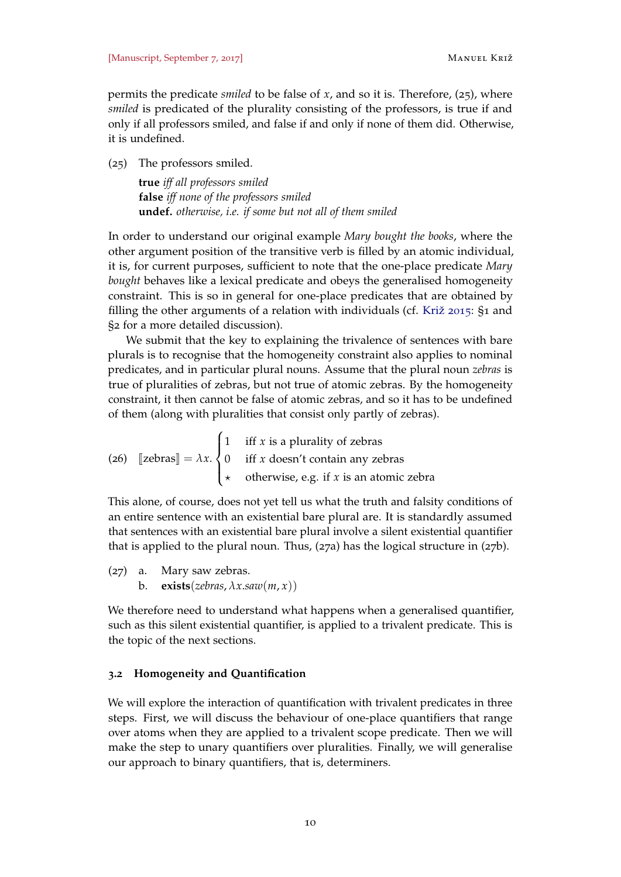permits the predicate *smiled* to be false of $x$, and so it is. Therefore, (25), where *smiled* is predicated of the plurality consisting of the professors, is true if and only if all professors smiled, and false if and only if none of them did. Otherwise, it is undefined.

(25) The professors smiled.

**true** *iff all professors smiled*
**false** *iff none of the professors smiled*
**undef.** *otherwise, i.e. if some but not all of them smiled*

In order to understand our original example *Mary bought the books*, where the other argument position of the transitive verb is filled by an atomic individual, it is, for current purposes, sufficient to note that the one-place predicate *Mary bought* behaves like a lexical predicate and obeys the generalised homogeneity constraint. This is so in general for one-place predicates that are obtained by filling the other arguments of a relation with individuals (cf. Križ 2015: §1 and §2 for a more detailed discussion).

We submit that the key to explaining the trivalence of sentences with bare plurals is to recognise that the homogeneity constraint also applies to nominal predicates, and in particular plural nouns. Assume that the plural noun *zebras* is true of pluralities of zebras, but not true of atomic zebras. By the homogeneity constraint, it then cannot be false of atomic zebras, and so it has to be undefined of them (along with pluralities that consist only partly of zebras).

(26)
$$[\![\text{zebras}]\!] = \lambda x. \begin{cases} 1 & \text{iff } x \text{ is a plurality of zebras} \\ 0 & \text{iff } x \text{ doesn't contain any zebras} \\ \star & \text{otherwise, e.g. if } x \text{ is an atomic zebra} \end{cases}$$

This alone, of course, does not yet tell us what the truth and falsity conditions of an entire sentence with an existential bare plural are. It is standardly assumed that sentences with an existential bare plural involve a silent existential quantifier that is applied to the plural noun. Thus, (27a) has the logical structure in (27b).

(27) a. Mary saw zebras.
b. $\textbf{exists}(zebras, \lambda x.saw(m, x))$

We therefore need to understand what happens when a generalised quantifier, such as this silent existential quantifier, is applied to a trivalent predicate. This is the topic of the next sections.

### 3.2 Homogeneity and Quantification

We will explore the interaction of quantification with trivalent predicates in three steps. First, we will discuss the behaviour of one-place quantifiers that range over atoms when they are applied to a trivalent scope predicate. Then we will make the step to unary quantifiers over pluralities. Finally, we will generalise our approach to binary quantifiers, that is, determiners.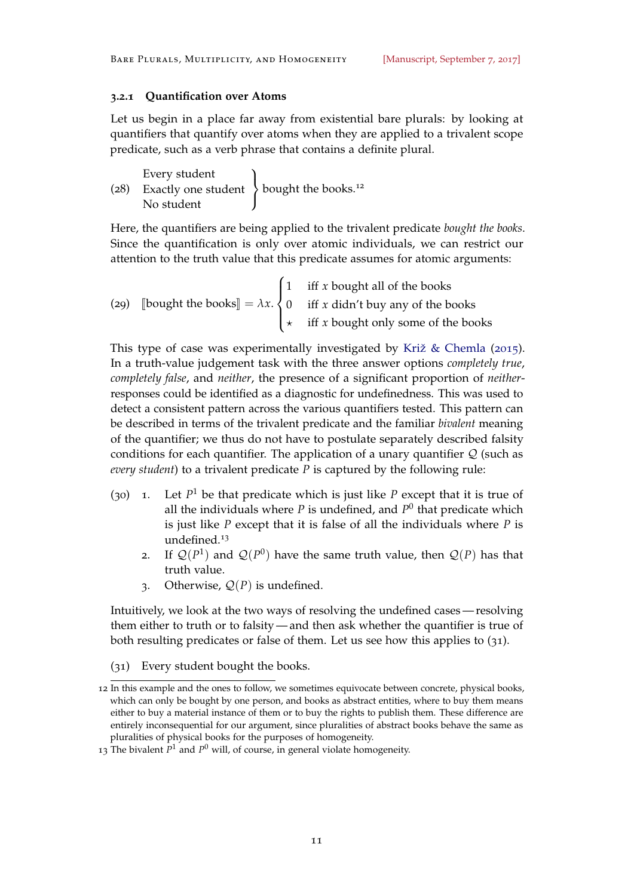### 3.2.1 Quantification over Atoms

Let us begin in a place far away from existential bare plurals: by looking at quantifiers that quantify over atoms when they are applied to a trivalent scope predicate, such as a verb phrase that contains a definite plural.

(28) $\left.\begin{array}{l}\text{Every student}\\ \text{Exactly one student}\\ \text{No student}\end{array}\right\}$ bought the books.[12]

Here, the quantifiers are being applied to the trivalent predicate *bought the books*. Since the quantification is only over atomic individuals, we can restrict our attention to the truth value that this predicate assumes for atomic arguments:

(29) $$[\![\text{bought the books}]\!] = \lambda x. \begin{cases} 1 & \text{iff } x \text{ bought all of the books} \\ 0 & \text{iff } x \text{ didn't buy any of the books} \\ \star & \text{iff } x \text{ bought only some of the books} \end{cases}$$

This type of case was experimentally investigated by Križ & Chemla (2015). In a truth-value judgement task with the three answer options *completely true*, *completely false*, and *neither*, the presence of a significant proportion of *neither*-responses could be identified as a diagnostic for undefinedness. This was used to detect a consistent pattern across the various quantifiers tested. This pattern can be described in terms of the trivalent predicate and the familiar *bivalent* meaning of the quantifier; we thus do not have to postulate separately described falsity conditions for each quantifier. The application of a unary quantifier $\mathcal{Q}$ (such as *every student*) to a trivalent predicate $P$ is captured by the following rule:

(30)
1. Let $P^1$ be that predicate which is just like $P$ except that it is true of all the individuals where $P$ is undefined, and $P^0$ that predicate which is just like $P$ except that it is false of all the individuals where $P$ is undefined.[13]
2. If $\mathcal{Q}(P^1)$ and $\mathcal{Q}(P^0)$ have the same truth value, then $\mathcal{Q}(P)$ has that truth value.
3. Otherwise, $\mathcal{Q}(P)$ is undefined.

Intuitively, we look at the two ways of resolving the undefined cases — resolving them either to truth or to falsity — and then ask whether the quantifier is true of both resulting predicates or false of them. Let us see how this applies to (31).

(31) Every student bought the books.

---

12 In this example and the ones to follow, we sometimes equivocate between concrete, physical books, which can only be bought by one person, and books as abstract entities, where to buy them means either to buy a material instance of them or to buy the rights to publish them. These difference are entirely inconsequential for our argument, since pluralities of abstract books behave the same as pluralities of physical books for the purposes of homogeneity.

13 The bivalent $P^1$ and $P^0$ will, of course, in general violate homogeneity.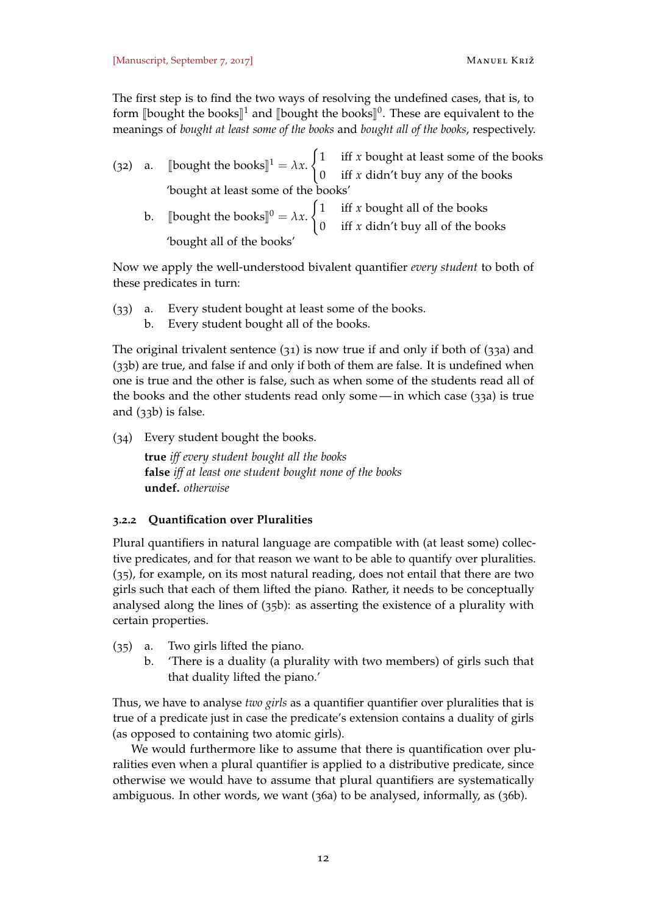The first step is to find the two ways of resolving the undefined cases, that is, to form $[\![\text{bought the books}]\!]^1$ and $[\![\text{bought the books}]\!]^0$. These are equivalent to the meanings of *bought at least some of the books* and *bought all of the books*, respectively.

(32) a. $[\![\text{bought the books}]\!]^1 = \lambda x. \begin{cases} 1 & \text{iff } x \text{ bought at least some of the books} \\ 0 & \text{iff } x \text{ didn't buy any of the books} \end{cases}$
'bought at least some of the books'

b. $[\![\text{bought the books}]\!]^0 = \lambda x. \begin{cases} 1 & \text{iff } x \text{ bought all of the books} \\ 0 & \text{iff } x \text{ didn't buy all of the books} \end{cases}$
'bought all of the books'

Now we apply the well-understood bivalent quantifier *every student* to both of these predicates in turn:

(33) a. Every student bought at least some of the books.
b. Every student bought all of the books.

The original trivalent sentence (31) is now true if and only if both of (33a) and (33b) are true, and false if and only if both of them are false. It is undefined when one is true and the other is false, such as when some of the students read all of the books and the other students read only some — in which case (33a) is true and (33b) is false.

(34) Every student bought the books.
**true** *iff every student bought all the books*
**false** *iff at least one student bought none of the books*
**undef.** *otherwise*

### 3.2.2 Quantification over Pluralities

Plural quantifiers in natural language are compatible with (at least some) collective predicates, and for that reason we want to be able to quantify over pluralities. (35), for example, on its most natural reading, does not entail that there are two girls such that each of them lifted the piano. Rather, it needs to be conceptually analysed along the lines of (35b): as asserting the existence of a plurality with certain properties.

(35) a. Two girls lifted the piano.
b. 'There is a duality (a plurality with two members) of girls such that that duality lifted the piano.'

Thus, we have to analyse *two girls* as a quantifier quantifier over pluralities that is true of a predicate just in case the predicate's extension contains a duality of girls (as opposed to containing two atomic girls).

We would furthermore like to assume that there is quantification over pluralities even when a plural quantifier is applied to a distributive predicate, since otherwise we would have to assume that plural quantifiers are systematically ambiguous. In other words, we want (36a) to be analysed, informally, as (36b).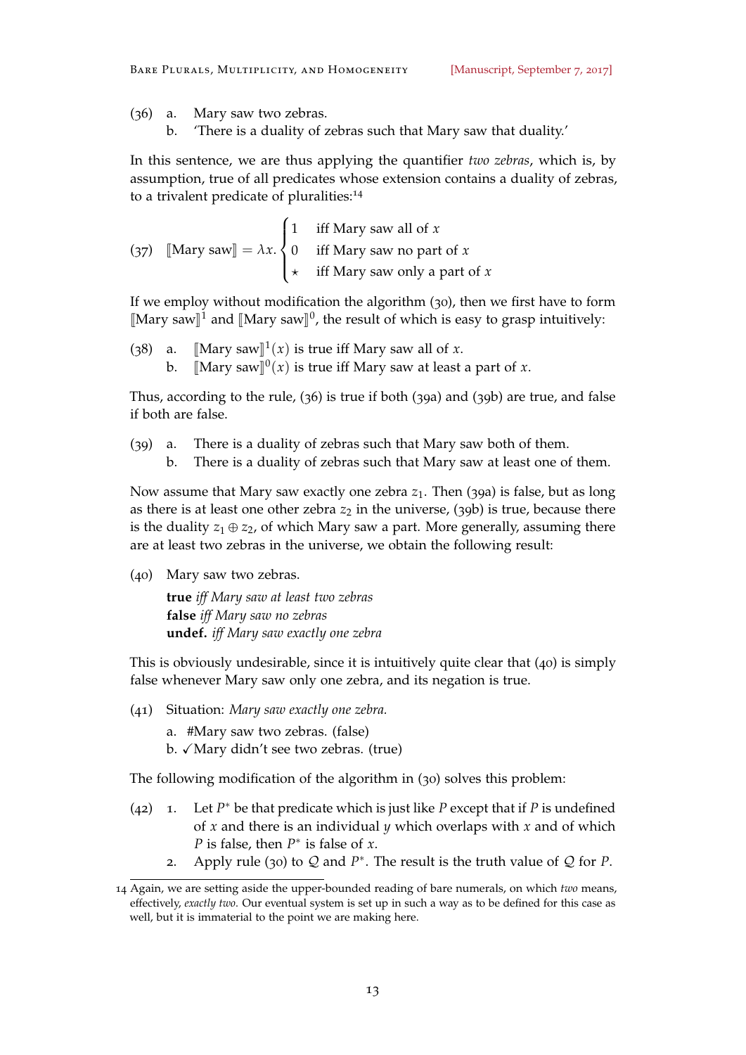(36) a. Mary saw two zebras.
 b. 'There is a duality of zebras such that Mary saw that duality.'

In this sentence, we are thus applying the quantifier *two zebras*, which is, by assumption, true of all predicates whose extension contains a duality of zebras, to a trivalent predicate of pluralities:[14]

(37) $$[\![\text{Mary saw}]\!] = \lambda x. \begin{cases} 1 & \text{iff Mary saw all of } x \\ 0 & \text{iff Mary saw no part of } x \\ \star & \text{iff Mary saw only a part of } x \end{cases}$$

If we employ without modification the algorithm (30), then we first have to form $[\![\text{Mary saw}]\!]^1$ and $[\![\text{Mary saw}]\!]^0$, the result of which is easy to grasp intuitively:

(38) a. $[\![\text{Mary saw}]\!]^1(x)$ is true iff Mary saw all of $x$.
 b. $[\![\text{Mary saw}]\!]^0(x)$ is true iff Mary saw at least a part of $x$.

Thus, according to the rule, (36) is true if both (39a) and (39b) are true, and false if both are false.

(39) a. There is a duality of zebras such that Mary saw both of them.
 b. There is a duality of zebras such that Mary saw at least one of them.

Now assume that Mary saw exactly one zebra $z_1$. Then (39a) is false, but as long as there is at least one other zebra $z_2$ in the universe, (39b) is true, because there is the duality $z_1 \oplus z_2$, of which Mary saw a part. More generally, assuming there are at least two zebras in the universe, we obtain the following result:

(40) Mary saw two zebras.
 **true** *iff Mary saw at least two zebras*
 **false** *iff Mary saw no zebras*
 **undef.** *iff Mary saw exactly one zebra*

This is obviously undesirable, since it is intuitively quite clear that (40) is simply false whenever Mary saw only one zebra, and its negation is true.

(41) Situation: *Mary saw exactly one zebra.*
 a. #Mary saw two zebras. (false)
 b. ✓Mary didn't see two zebras. (true)

The following modification of the algorithm in (30) solves this problem:

(42) 1. Let $P^*$ be that predicate which is just like $P$ except that if $P$ is undefined of $x$ and there is an individual $y$ which overlaps with $x$ and of which $P$ is false, then $P^*$ is false of $x$.
 2. Apply rule (30) to $\mathcal{Q}$ and $P^*$. The result is the truth value of $\mathcal{Q}$ for $P$.

---

14 Again, we are setting aside the upper-bounded reading of bare numerals, on which *two* means, effectively, *exactly two*. Our eventual system is set up in such a way as to be defined for this case as well, but it is immaterial to the point we are making here.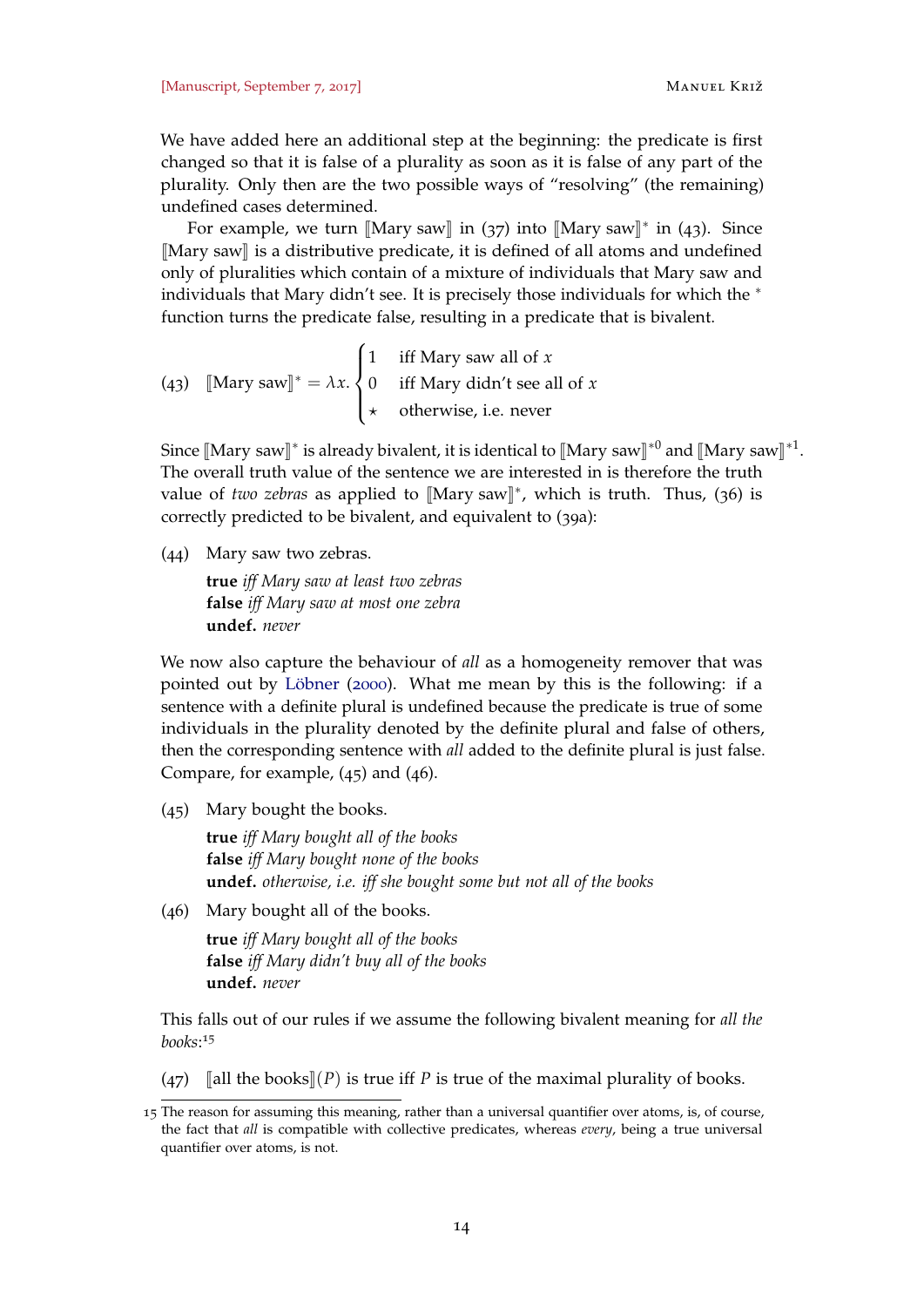We have added here an additional step at the beginning: the predicate is first changed so that it is false of a plurality as soon as it is false of any part of the plurality. Only then are the two possible ways of "resolving" (the remaining) undefined cases determined.

For example, we turn $[\![\text{Mary saw}]\!]$ in (37) into $[\![\text{Mary saw}]\!]^*$ in (43). Since $[\![\text{Mary saw}]\!]$ is a distributive predicate, it is defined of all atoms and undefined only of pluralities which contain of a mixture of individuals that Mary saw and individuals that Mary didn't see. It is precisely those individuals for which the $^*$ function turns the predicate false, resulting in a predicate that is bivalent.

(43) $$[\![\text{Mary saw}]\!]^* = \lambda x. \begin{cases} 1 & \text{iff Mary saw all of } x \\ 0 & \text{iff Mary didn't see all of } x \\ \star & \text{otherwise, i.e. never} \end{cases}$$

Since $[\![\text{Mary saw}]\!]^*$ is already bivalent, it is identical to $[\![\text{Mary saw}]\!]^{*0}$ and $[\![\text{Mary saw}]\!]^{*1}$. The overall truth value of the sentence we are interested in is therefore the truth value of *two zebras* as applied to $[\![\text{Mary saw}]\!]^*$, which is truth. Thus, (36) is correctly predicted to be bivalent, and equivalent to (39a):

(44) Mary saw two zebras.
**true** *iff Mary saw at least two zebras*
**false** *iff Mary saw at most one zebra*
**undef.** *never*

We now also capture the behaviour of *all* as a homogeneity remover that was pointed out by Löbner (2000). What me mean by this is the following: if a sentence with a definite plural is undefined because the predicate is true of some individuals in the plurality denoted by the definite plural and false of others, then the corresponding sentence with *all* added to the definite plural is just false. Compare, for example, (45) and (46).

(45) Mary bought the books.
**true** *iff Mary bought all of the books*
**false** *iff Mary bought none of the books*
**undef.** *otherwise, i.e. iff she bought some but not all of the books*

(46) Mary bought all of the books.
**true** *iff Mary bought all of the books*
**false** *iff Mary didn't buy all of the books*
**undef.** *never*

This falls out of our rules if we assume the following bivalent meaning for *all the books*:[15]

(47) $[\![\text{all the books}]\!](P)$ is true iff $P$ is true of the maximal plurality of books.

---

15 The reason for assuming this meaning, rather than a universal quantifier over atoms, is, of course, the fact that *all* is compatible with collective predicates, whereas *every*, being a true universal quantifier over atoms, is not.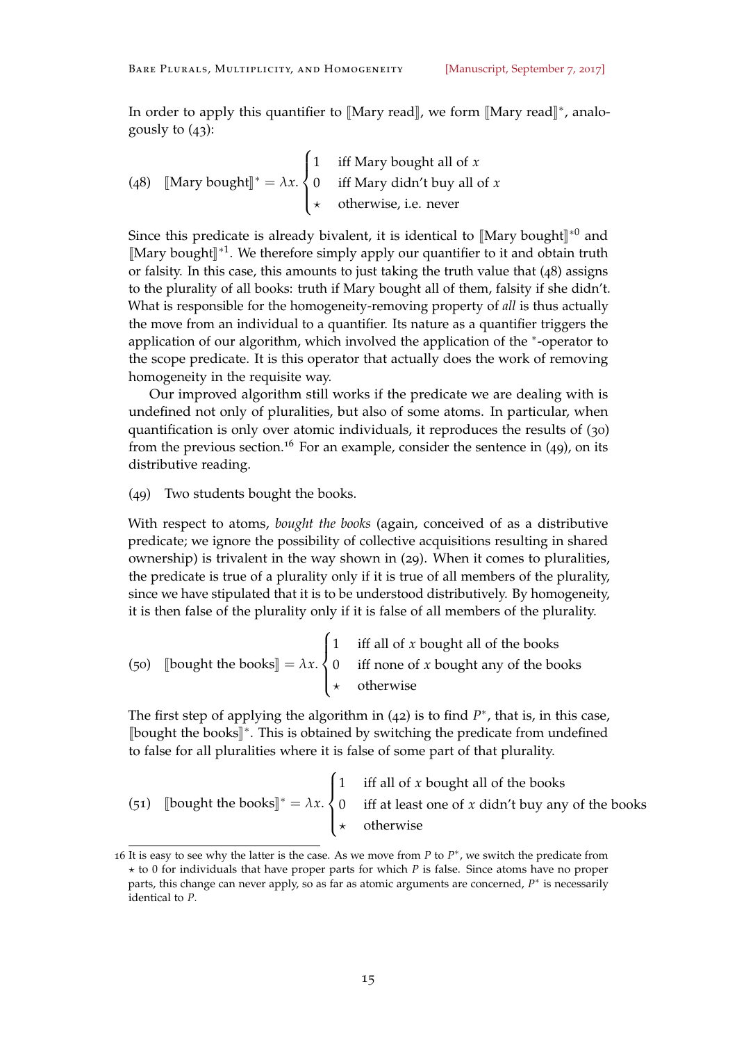In order to apply this quantifier to ⟦Mary read⟧, we form ⟦Mary read⟧$^*$, analogously to (43):

(48) $$[\![\text{Mary bought}]\!]^* = \lambda x. \begin{cases} 1 & \text{iff Mary bought all of } x \\ 0 & \text{iff Mary didn't buy all of } x \\ \star & \text{otherwise, i.e. never} \end{cases}$$

Since this predicate is already bivalent, it is identical to ⟦Mary bought⟧$^{*0}$ and ⟦Mary bought⟧$^{*1}$. We therefore simply apply our quantifier to it and obtain truth or falsity. In this case, this amounts to just taking the truth value that (48) assigns to the plurality of all books: truth if Mary bought all of them, falsity if she didn't. What is responsible for the homogeneity-removing property of *all* is thus actually the move from an individual to a quantifier. Its nature as a quantifier triggers the application of our algorithm, which involved the application of the $^*$-operator to the scope predicate. It is this operator that actually does the work of removing homogeneity in the requisite way.

Our improved algorithm still works if the predicate we are dealing with is undefined not only of pluralities, but also of some atoms. In particular, when quantification is only over atomic individuals, it reproduces the results of (30) from the previous section.[16] For an example, consider the sentence in (49), on its distributive reading.

(49) Two students bought the books.

With respect to atoms, *bought the books* (again, conceived of as a distributive predicate; we ignore the possibility of collective acquisitions resulting in shared ownership) is trivalent in the way shown in (29). When it comes to pluralities, the predicate is true of a plurality only if it is true of all members of the plurality, since we have stipulated that it is to be understood distributively. By homogeneity, it is then false of the plurality only if it is false of all members of the plurality.

(50) $$[\![\text{bought the books}]\!] = \lambda x. \begin{cases} 1 & \text{iff all of } x \text{ bought all of the books} \\ 0 & \text{iff none of } x \text{ bought any of the books} \\ \star & \text{otherwise} \end{cases}$$

The first step of applying the algorithm in (42) is to find $P^*$, that is, in this case, ⟦bought the books⟧$^*$. This is obtained by switching the predicate from undefined to false for all pluralities where it is false of some part of that plurality.

(51) $$[\![\text{bought the books}]\!]^* = \lambda x. \begin{cases} 1 & \text{iff all of } x \text{ bought all of the books} \\ 0 & \text{iff at least one of } x \text{ didn't buy any of the books} \\ \star & \text{otherwise} \end{cases}$$

---

16 It is easy to see why the latter is the case. As we move from $P$ to $P^*$, we switch the predicate from $\star$ to 0 for individuals that have proper parts for which $P$ is false. Since atoms have no proper parts, this change can never apply, so as far as atomic arguments are concerned, $P^*$ is necessarily identical to $P$.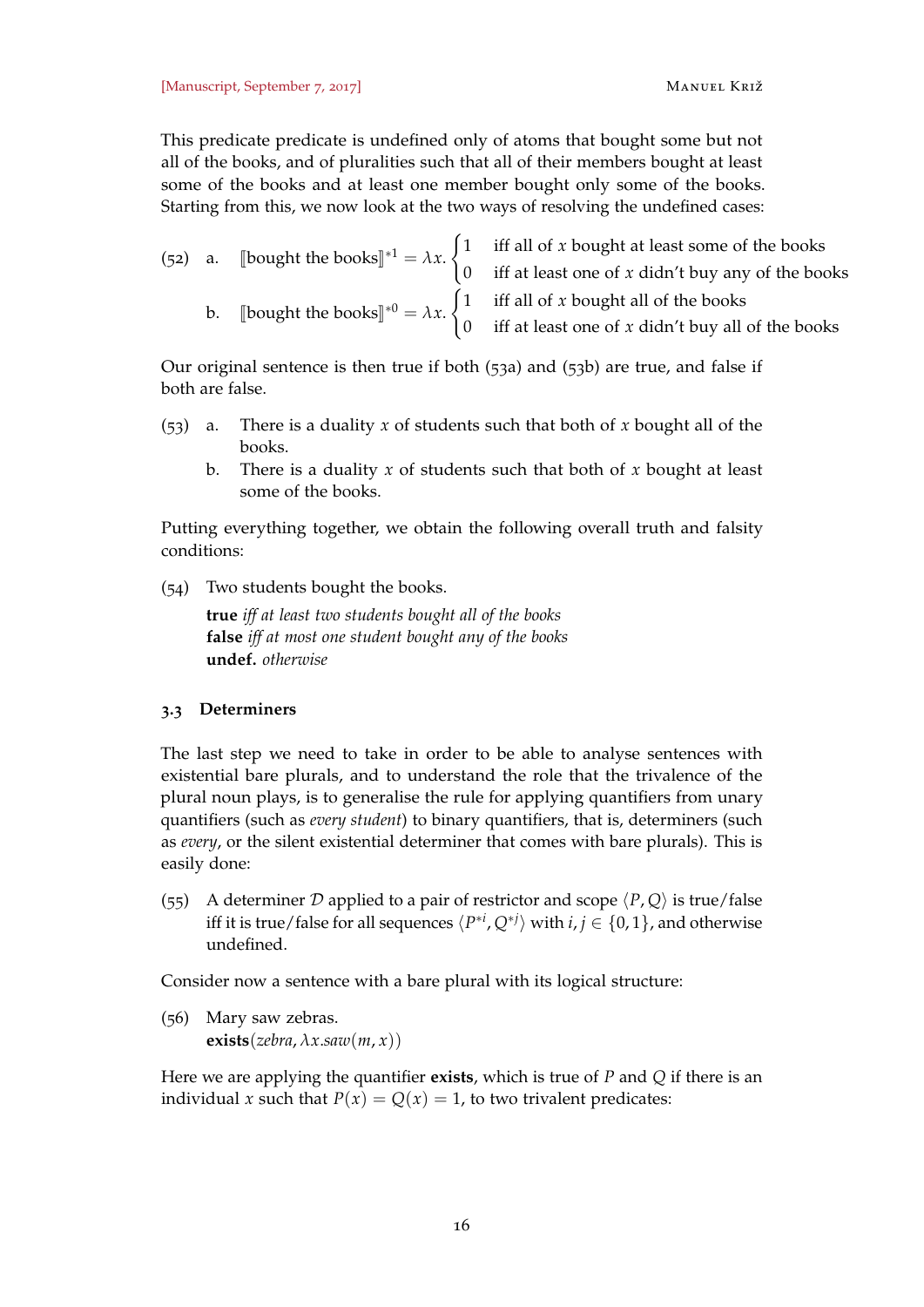This predicate predicate is undefined only of atoms that bought some but not all of the books, and of pluralities such that all of their members bought at least some of the books and at least one member bought only some of the books. Starting from this, we now look at the two ways of resolving the undefined cases:

(52) a. $[\![\text{bought the books}]\!]^{*1} = \lambda x. \begin{cases} 1 & \text{iff all of } x \text{ bought at least some of the books} \\ 0 & \text{iff at least one of } x \text{ didn't buy any of the books} \end{cases}$

b. $[\![\text{bought the books}]\!]^{*0} = \lambda x. \begin{cases} 1 & \text{iff all of } x \text{ bought all of the books} \\ 0 & \text{iff at least one of } x \text{ didn't buy all of the books} \end{cases}$

Our original sentence is then true if both (53a) and (53b) are true, and false if both are false.

(53) a. There is a duality $x$ of students such that both of $x$ bought all of the books.

b. There is a duality $x$ of students such that both of $x$ bought at least some of the books.

Putting everything together, we obtain the following overall truth and falsity conditions:

(54) Two students bought the books.
**true** *iff at least two students bought all of the books*
**false** *iff at most one student bought any of the books*
**undef.** *otherwise*

### 3.3 Determiners

The last step we need to take in order to be able to analyse sentences with existential bare plurals, and to understand the role that the trivalence of the plural noun plays, is to generalise the rule for applying quantifiers from unary quantifiers (such as *every student*) to binary quantifiers, that is, determiners (such as *every*, or the silent existential determiner that comes with bare plurals). This is easily done:

(55) A determiner $\mathcal{D}$ applied to a pair of restrictor and scope $\langle P, Q\rangle$ is true/false iff it is true/false for all sequences $\langle P^{*i}, Q^{*j}\rangle$ with $i, j \in \{0, 1\}$, and otherwise undefined.

Consider now a sentence with a bare plural with its logical structure:

(56) Mary saw zebras.
$\textbf{exists}(zebra, \lambda x.saw(m, x))$

Here we are applying the quantifier **exists**, which is true of $P$ and $Q$ if there is an individual $x$ such that $P(x) = Q(x) = 1$, to two trivalent predicates: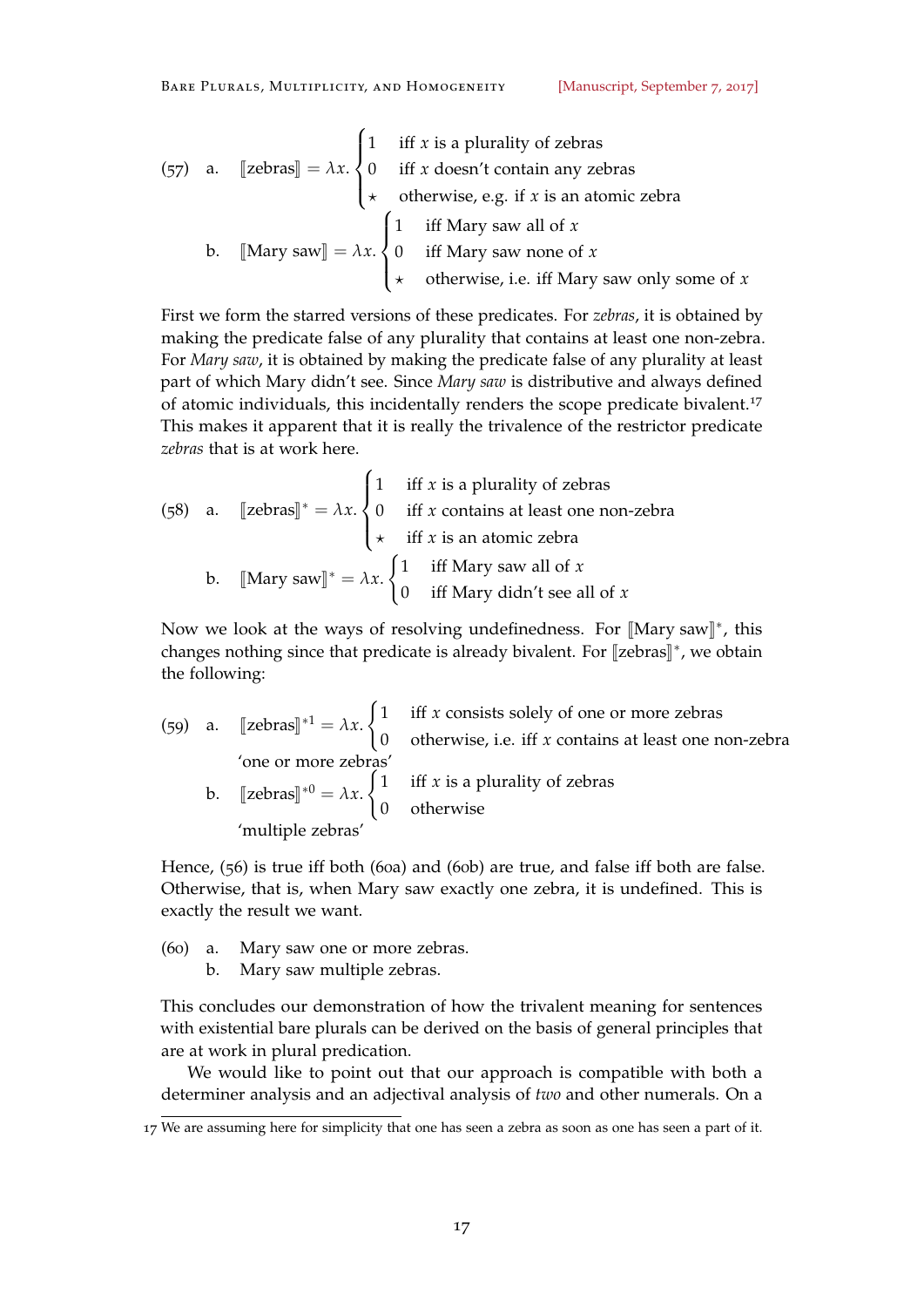(57) a. $[\![\text{zebras}]\!] = \lambda x. \begin{cases} 1 & \text{iff } x \text{ is a plurality of zebras} \\ 0 & \text{iff } x \text{ doesn't contain any zebras} \\ \star & \text{otherwise, e.g. if } x \text{ is an atomic zebra} \end{cases}$

b. $[\![\text{Mary saw}]\!] = \lambda x. \begin{cases} 1 & \text{iff Mary saw all of } x \\ 0 & \text{iff Mary saw none of } x \\ \star & \text{otherwise, i.e. iff Mary saw only some of } x \end{cases}$

First we form the starred versions of these predicates. For *zebras*, it is obtained by making the predicate false of any plurality that contains at least one non-zebra. For *Mary saw*, it is obtained by making the predicate false of any plurality at least part of which Mary didn't see. Since *Mary saw* is distributive and always defined of atomic individuals, this incidentally renders the scope predicate bivalent.[17] This makes it apparent that it is really the trivalence of the restrictor predicate *zebras* that is at work here.

(58) a. $[\![\text{zebras}]\!]^* = \lambda x. \begin{cases} 1 & \text{iff } x \text{ is a plurality of zebras} \\ 0 & \text{iff } x \text{ contains at least one non-zebra} \\ \star & \text{iff } x \text{ is an atomic zebra} \end{cases}$

b. $[\![\text{Mary saw}]\!]^* = \lambda x. \begin{cases} 1 & \text{iff Mary saw all of } x \\ 0 & \text{iff Mary didn't see all of } x \end{cases}$

Now we look at the ways of resolving undefinedness. For $[\![\text{Mary saw}]\!]^*$, this changes nothing since that predicate is already bivalent. For $[\![\text{zebras}]\!]^*$, we obtain the following:

(59) a. $[\![\text{zebras}]\!]^{*1} = \lambda x. \begin{cases} 1 & \text{iff } x \text{ consists solely of one or more zebras} \\ 0 & \text{otherwise, i.e. iff } x \text{ contains at least one non-zebra} \end{cases}$

'one or more zebras'

b. $[\![\text{zebras}]\!]^{*0} = \lambda x. \begin{cases} 1 & \text{iff } x \text{ is a plurality of zebras} \\ 0 & \text{otherwise} \end{cases}$

'multiple zebras'

Hence, (56) is true iff both (60a) and (60b) are true, and false iff both are false. Otherwise, that is, when Mary saw exactly one zebra, it is undefined. This is exactly the result we want.

(60) a. Mary saw one or more zebras.
b. Mary saw multiple zebras.

This concludes our demonstration of how the trivalent meaning for sentences with existential bare plurals can be derived on the basis of general principles that are at work in plural predication.

We would like to point out that our approach is compatible with both a determiner analysis and an adjectival analysis of *two* and other numerals. On a

[17] We are assuming here for simplicity that one has seen a zebra as soon as one has seen a part of it.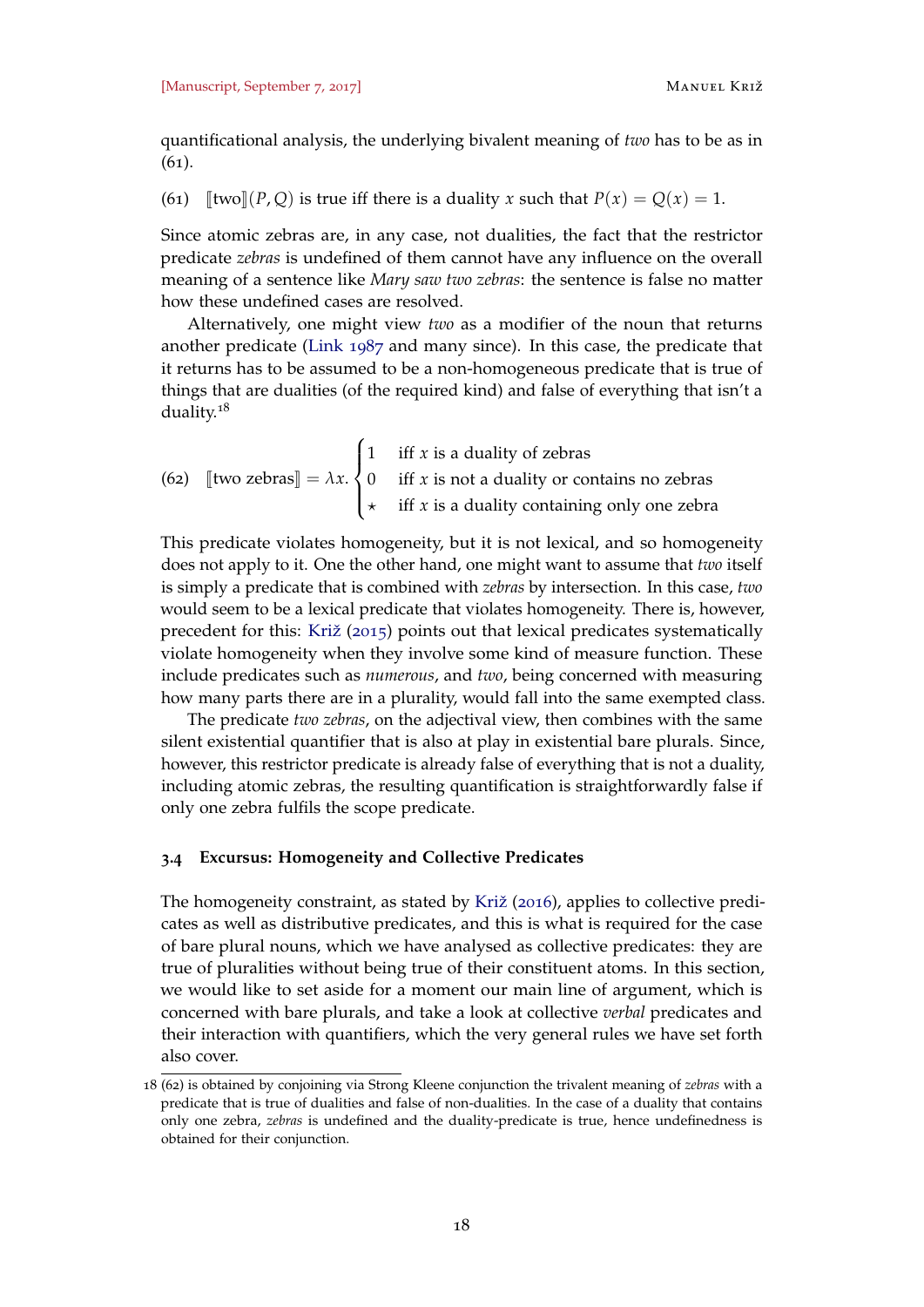quantificational analysis, the underlying bivalent meaning of *two* has to be as in (61).

(61) $[\![\text{two}]\!](P, Q)$ is true iff there is a duality $x$ such that $P(x) = Q(x) = 1$.

Since atomic zebras are, in any case, not dualities, the fact that the restrictor predicate *zebras* is undefined of them cannot have any influence on the overall meaning of a sentence like *Mary saw two zebras*: the sentence is false no matter how these undefined cases are resolved.

Alternatively, one might view *two* as a modifier of the noun that returns another predicate (Link 1987 and many since). In this case, the predicate that it returns has to be assumed to be a non-homogeneous predicate that is true of things that are dualities (of the required kind) and false of everything that isn't a duality.[18]

(62)
$$[\![\text{two zebras}]\!] = \lambda x. \begin{cases} 1 & \text{iff } x \text{ is a duality of zebras} \\ 0 & \text{iff } x \text{ is not a duality or contains no zebras} \\ \star & \text{iff } x \text{ is a duality containing only one zebra} \end{cases}$$

This predicate violates homogeneity, but it is not lexical, and so homogeneity does not apply to it. One the other hand, one might want to assume that *two* itself is simply a predicate that is combined with *zebras* by intersection. In this case, *two* would seem to be a lexical predicate that violates homogeneity. There is, however, precedent for this: Križ (2015) points out that lexical predicates systematically violate homogeneity when they involve some kind of measure function. These include predicates such as *numerous*, and *two*, being concerned with measuring how many parts there are in a plurality, would fall into the same exempted class.

The predicate *two zebras*, on the adjectival view, then combines with the same silent existential quantifier that is also at play in existential bare plurals. Since, however, this restrictor predicate is already false of everything that is not a duality, including atomic zebras, the resulting quantification is straightforwardly false if only one zebra fulfils the scope predicate.

### 3.4 Excursus: Homogeneity and Collective Predicates

The homogeneity constraint, as stated by Križ (2016), applies to collective predicates as well as distributive predicates, and this is what is required for the case of bare plural nouns, which we have analysed as collective predicates: they are true of pluralities without being true of their constituent atoms. In this section, we would like to set aside for a moment our main line of argument, which is concerned with bare plurals, and take a look at collective *verbal* predicates and their interaction with quantifiers, which the very general rules we have set forth also cover.

[18] (62) is obtained by conjoining via Strong Kleene conjunction the trivalent meaning of *zebras* with a predicate that is true of dualities and false of non-dualities. In the case of a duality that contains only one zebra, *zebras* is undefined and the duality-predicate is true, hence undefinedness is obtained for their conjunction.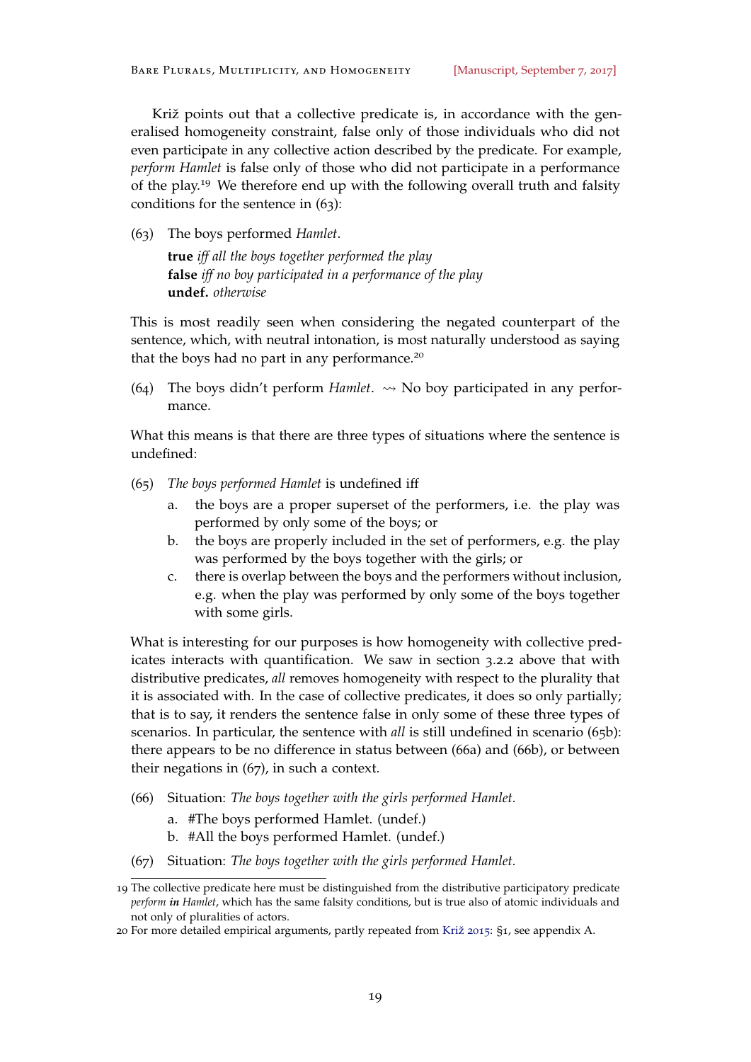Križ points out that a collective predicate is, in accordance with the generalised homogeneity constraint, false only of those individuals who did not even participate in any collective action described by the predicate. For example, *perform Hamlet* is false only of those who did not participate in a performance of the play.[19] We therefore end up with the following overall truth and falsity conditions for the sentence in (63):

(63) The boys performed *Hamlet*.
**true** *iff all the boys together performed the play*
**false** *iff no boy participated in a performance of the play*
**undef.** *otherwise*

This is most readily seen when considering the negated counterpart of the sentence, which, with neutral intonation, is most naturally understood as saying that the boys had no part in any performance.[20]

(64) The boys didn't perform *Hamlet*. $\rightsquigarrow$ No boy participated in any performance.

What this means is that there are three types of situations where the sentence is undefined:

(65) *The boys performed Hamlet* is undefined iff
  a. the boys are a proper superset of the performers, i.e. the play was performed by only some of the boys; or
  b. the boys are properly included in the set of performers, e.g. the play was performed by the boys together with the girls; or
  c. there is overlap between the boys and the performers without inclusion, e.g. when the play was performed by only some of the boys together with some girls.

What is interesting for our purposes is how homogeneity with collective predicates interacts with quantification. We saw in section 3.2.2 above that with distributive predicates, *all* removes homogeneity with respect to the plurality that it is associated with. In the case of collective predicates, it does so only partially; that is to say, it renders the sentence false in only some of these three types of scenarios. In particular, the sentence with *all* is still undefined in scenario (65b): there appears to be no difference in status between (66a) and (66b), or between their negations in (67), in such a context.

(66) Situation: *The boys together with the girls performed Hamlet.*
  a. #The boys performed Hamlet. (undef.)
  b. #All the boys performed Hamlet. (undef.)

(67) Situation: *The boys together with the girls performed Hamlet.*

---

19 The collective predicate here must be distinguished from the distributive participatory predicate *perform **in** Hamlet*, which has the same falsity conditions, but is true also of atomic individuals and not only of pluralities of actors.

20 For more detailed empirical arguments, partly repeated from Križ 2015: §1, see appendix A.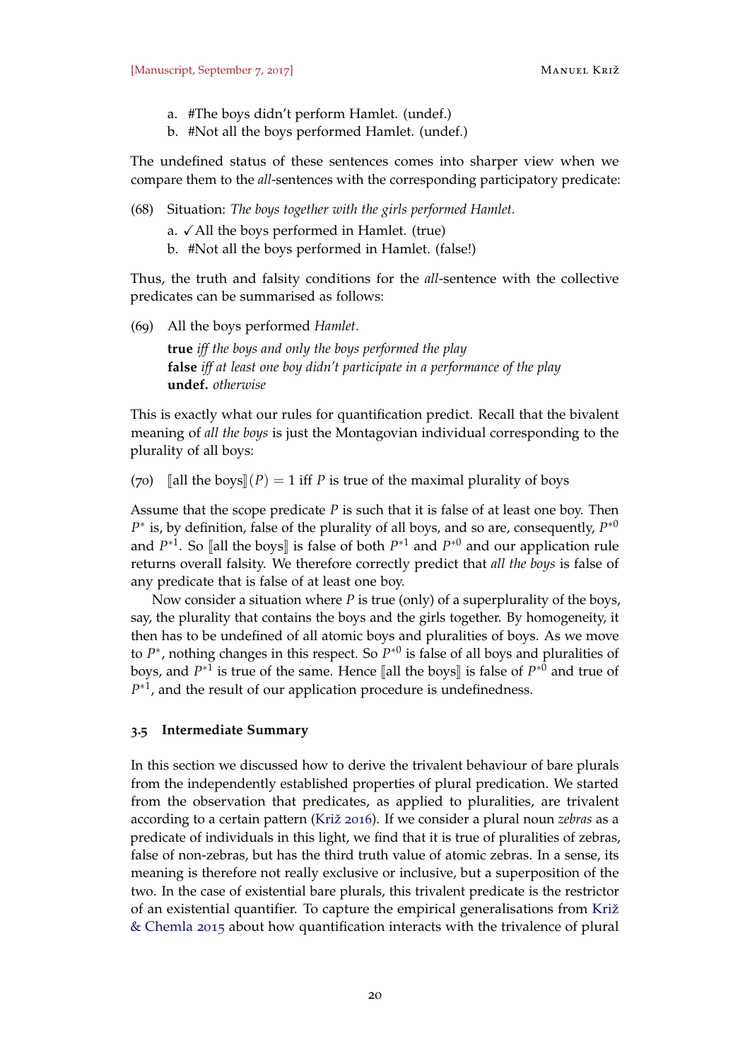a. #The boys didn't perform Hamlet. (undef.)
b. #Not all the boys performed Hamlet. (undef.)

The undefined status of these sentences comes into sharper view when we compare them to the *all*-sentences with the corresponding participatory predicate:

(68) Situation: *The boys together with the girls performed Hamlet.*

a. ✓All the boys performed in Hamlet. (true)
b. #Not all the boys performed in Hamlet. (false!)

Thus, the truth and falsity conditions for the *all*-sentence with the collective predicates can be summarised as follows:

(69) All the boys performed *Hamlet*.

**true** *iff the boys and only the boys performed the play*
**false** *iff at least one boy didn't participate in a performance of the play*
**undef.** *otherwise*

This is exactly what our rules for quantification predict. Recall that the bivalent meaning of *all the boys* is just the Montagovian individual corresponding to the plurality of all boys:

(70) $[\![\text{all the boys}]\!](P) = 1$ iff $P$ is true of the maximal plurality of boys

Assume that the scope predicate $P$ is such that it is false of at least one boy. Then $P^*$ is, by definition, false of the plurality of all boys, and so are, consequently, $P^{*0}$ and $P^{*1}$. So $[\![\text{all the boys}]\!]$ is false of both $P^{*1}$ and $P^{*0}$ and our application rule returns overall falsity. We therefore correctly predict that *all the boys* is false of any predicate that is false of at least one boy.

Now consider a situation where $P$ is true (only) of a superplurality of the boys, say, the plurality that contains the boys and the girls together. By homogeneity, it then has to be undefined of all atomic boys and pluralities of boys. As we move to $P^*$, nothing changes in this respect. So $P^{*0}$ is false of all boys and pluralities of boys, and $P^{*1}$ is true of the same. Hence $[\![\text{all the boys}]\!]$ is false of $P^{*0}$ and true of $P^{*1}$, and the result of our application procedure is undefinedness.

### 3.5 Intermediate Summary

In this section we discussed how to derive the trivalent behaviour of bare plurals from the independently established properties of plural predication. We started from the observation that predicates, as applied to pluralities, are trivalent according to a certain pattern (Križ 2016). If we consider a plural noun *zebras* as a predicate of individuals in this light, we find that it is true of pluralities of zebras, false of non-zebras, but has the third truth value of atomic zebras. In a sense, its meaning is therefore not really exclusive or inclusive, but a superposition of the two. In the case of existential bare plurals, this trivalent predicate is the restrictor of an existential quantifier. To capture the empirical generalisations from Križ & Chemla 2015 about how quantification interacts with the trivalence of plural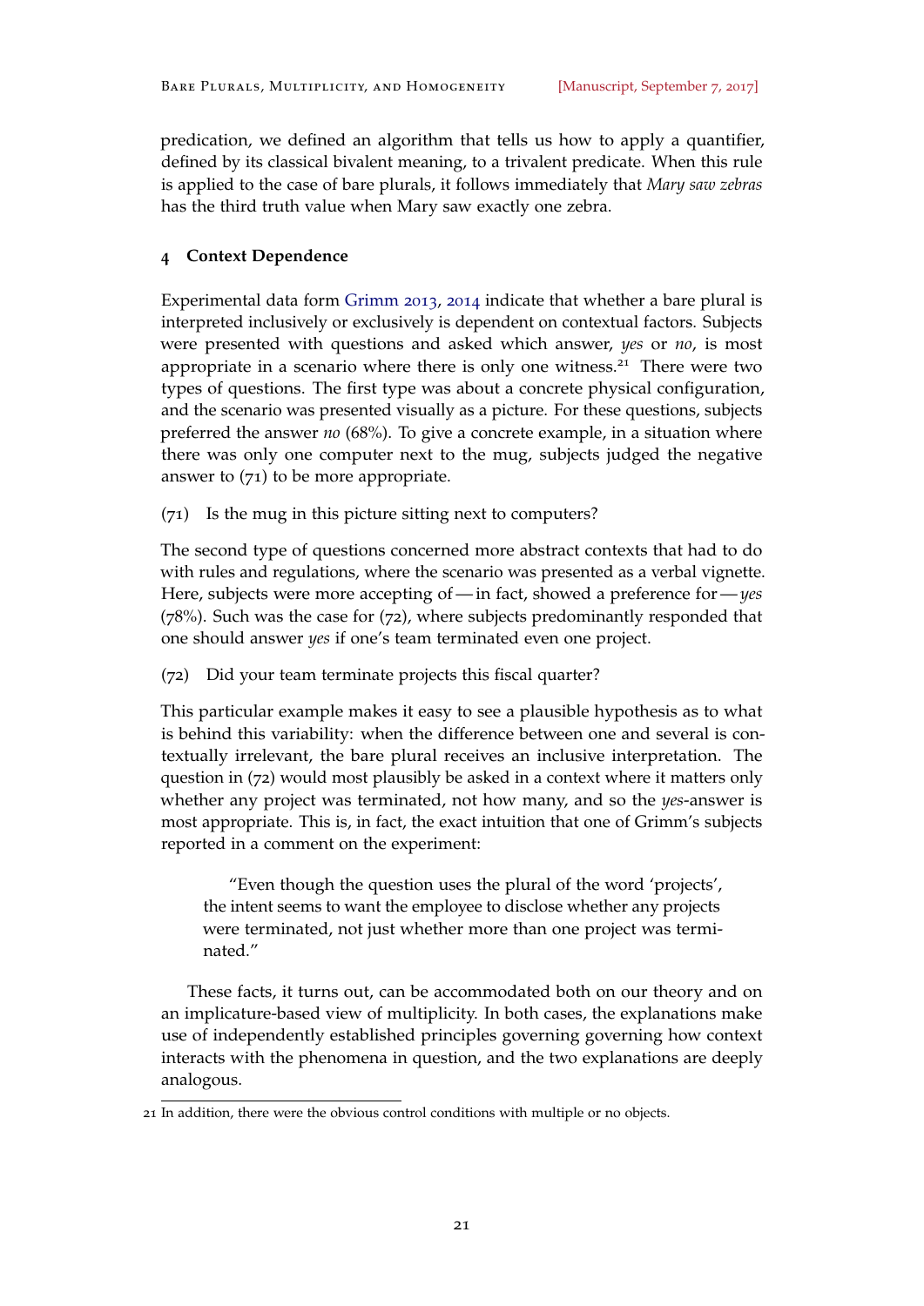predication, we defined an algorithm that tells us how to apply a quantifier, defined by its classical bivalent meaning, to a trivalent predicate. When this rule is applied to the case of bare plurals, it follows immediately that *Mary saw zebras* has the third truth value when Mary saw exactly one zebra.

## 4 Context Dependence

Experimental data form Grimm 2013, 2014 indicate that whether a bare plural is interpreted inclusively or exclusively is dependent on contextual factors. Subjects were presented with questions and asked which answer, *yes* or *no*, is most appropriate in a scenario where there is only one witness.[21] There were two types of questions. The first type was about a concrete physical configuration, and the scenario was presented visually as a picture. For these questions, subjects preferred the answer *no* (68%). To give a concrete example, in a situation where there was only one computer next to the mug, subjects judged the negative answer to (71) to be more appropriate.

(71) Is the mug in this picture sitting next to computers?

The second type of questions concerned more abstract contexts that had to do with rules and regulations, where the scenario was presented as a verbal vignette. Here, subjects were more accepting of — in fact, showed a preference for — *yes* (78%). Such was the case for (72), where subjects predominantly responded that one should answer *yes* if one's team terminated even one project.

(72) Did your team terminate projects this fiscal quarter?

This particular example makes it easy to see a plausible hypothesis as to what is behind this variability: when the difference between one and several is contextually irrelevant, the bare plural receives an inclusive interpretation. The question in (72) would most plausibly be asked in a context where it matters only whether any project was terminated, not how many, and so the *yes*-answer is most appropriate. This is, in fact, the exact intuition that one of Grimm's subjects reported in a comment on the experiment:

> "Even though the question uses the plural of the word 'projects', the intent seems to want the employee to disclose whether any projects were terminated, not just whether more than one project was terminated."

These facts, it turns out, can be accommodated both on our theory and on an implicature-based view of multiplicity. In both cases, the explanations make use of independently established principles governing governing how context interacts with the phenomena in question, and the two explanations are deeply analogous.

[21] In addition, there were the obvious control conditions with multiple or no objects.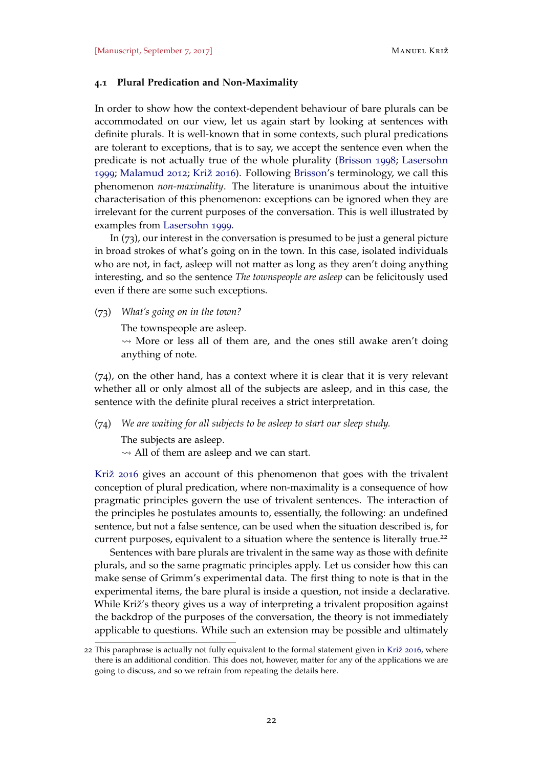### 4.1 Plural Predication and Non-Maximality

In order to show how the context-dependent behaviour of bare plurals can be accommodated on our view, let us again start by looking at sentences with definite plurals. It is well-known that in some contexts, such plural predications are tolerant to exceptions, that is to say, we accept the sentence even when the predicate is not actually true of the whole plurality (Brisson 1998; Lasersohn 1999; Malamud 2012; Križ 2016). Following Brisson's terminology, we call this phenomenon *non-maximality*. The literature is unanimous about the intuitive characterisation of this phenomenon: exceptions can be ignored when they are irrelevant for the current purposes of the conversation. This is well illustrated by examples from Lasersohn 1999.

In (73), our interest in the conversation is presumed to be just a general picture in broad strokes of what's going on in the town. In this case, isolated individuals who are not, in fact, asleep will not matter as long as they aren't doing anything interesting, and so the sentence *The townspeople are asleep* can be felicitously used even if there are some such exceptions.

(73) *What's going on in the town?*
The townspeople are asleep.
⇝ More or less all of them are, and the ones still awake aren't doing anything of note.

(74), on the other hand, has a context where it is clear that it is very relevant whether all or only almost all of the subjects are asleep, and in this case, the sentence with the definite plural receives a strict interpretation.

(74) *We are waiting for all subjects to be asleep to start our sleep study.*
The subjects are asleep.
⇝ All of them are asleep and we can start.

Križ 2016 gives an account of this phenomenon that goes with the trivalent conception of plural predication, where non-maximality is a consequence of how pragmatic principles govern the use of trivalent sentences. The interaction of the principles he postulates amounts to, essentially, the following: an undefined sentence, but not a false sentence, can be used when the situation described is, for current purposes, equivalent to a situation where the sentence is literally true.[22]

Sentences with bare plurals are trivalent in the same way as those with definite plurals, and so the same pragmatic principles apply. Let us consider how this can make sense of Grimm's experimental data. The first thing to note is that in the experimental items, the bare plural is inside a question, not inside a declarative. While Križ's theory gives us a way of interpreting a trivalent proposition against the backdrop of the purposes of the conversation, the theory is not immediately applicable to questions. While such an extension may be possible and ultimately

22 This paraphrase is actually not fully equivalent to the formal statement given in Križ 2016, where there is an additional condition. This does not, however, matter for any of the applications we are going to discuss, and so we refrain from repeating the details here.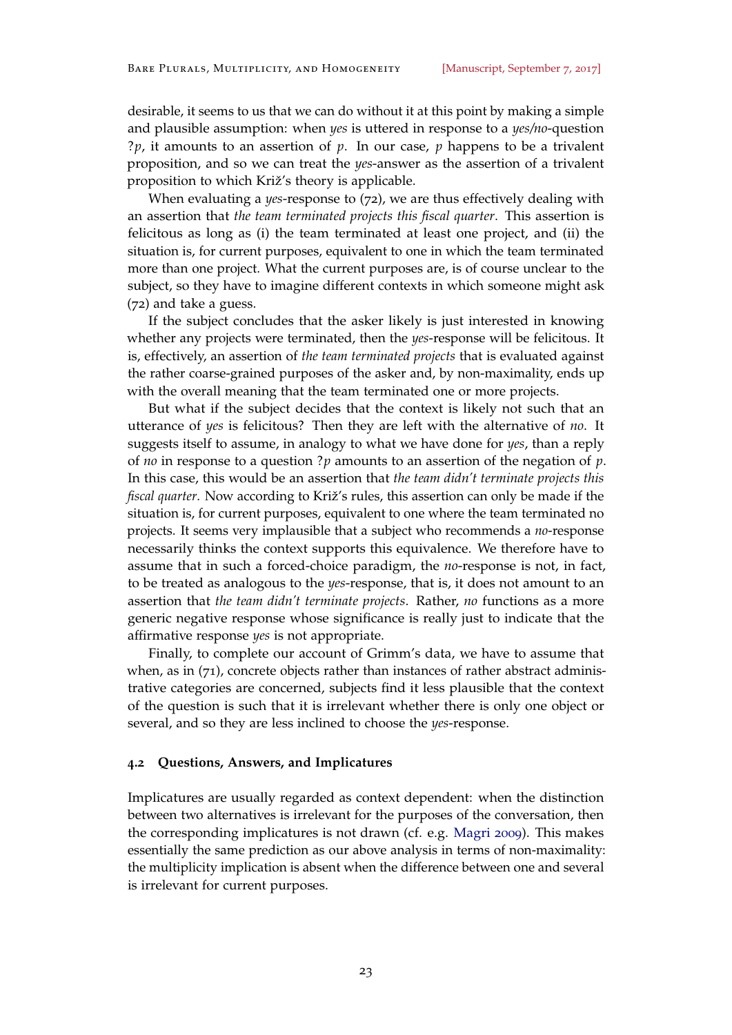desirable, it seems to us that we can do without it at this point by making a simple and plausible assumption: when *yes* is uttered in response to a *yes/no*-question $?p$, it amounts to an assertion of $p$. In our case, $p$ happens to be a trivalent proposition, and so we can treat the *yes*-answer as the assertion of a trivalent proposition to which Križ's theory is applicable.

When evaluating a *yes*-response to (72), we are thus effectively dealing with an assertion that *the team terminated projects this fiscal quarter*. This assertion is felicitous as long as (i) the team terminated at least one project, and (ii) the situation is, for current purposes, equivalent to one in which the team terminated more than one project. What the current purposes are, is of course unclear to the subject, so they have to imagine different contexts in which someone might ask (72) and take a guess.

If the subject concludes that the asker likely is just interested in knowing whether any projects were terminated, then the *yes*-response will be felicitous. It is, effectively, an assertion of *the team terminated projects* that is evaluated against the rather coarse-grained purposes of the asker and, by non-maximality, ends up with the overall meaning that the team terminated one or more projects.

But what if the subject decides that the context is likely not such that an utterance of *yes* is felicitous? Then they are left with the alternative of *no*. It suggests itself to assume, in analogy to what we have done for *yes*, than a reply of *no* in response to a question $?p$ amounts to an assertion of the negation of $p$. In this case, this would be an assertion that *the team didn't terminate projects this fiscal quarter*. Now according to Križ's rules, this assertion can only be made if the situation is, for current purposes, equivalent to one where the team terminated no projects. It seems very implausible that a subject who recommends a *no*-response necessarily thinks the context supports this equivalence. We therefore have to assume that in such a forced-choice paradigm, the *no*-response is not, in fact, to be treated as analogous to the *yes*-response, that is, it does not amount to an assertion that *the team didn't terminate projects*. Rather, *no* functions as a more generic negative response whose significance is really just to indicate that the affirmative response *yes* is not appropriate.

Finally, to complete our account of Grimm's data, we have to assume that when, as in (71), concrete objects rather than instances of rather abstract administrative categories are concerned, subjects find it less plausible that the context of the question is such that it is irrelevant whether there is only one object or several, and so they are less inclined to choose the *yes*-response.

### 4.2 Questions, Answers, and Implicatures

Implicatures are usually regarded as context dependent: when the distinction between two alternatives is irrelevant for the purposes of the conversation, then the corresponding implicatures is not drawn (cf. e.g. Magri 2009). This makes essentially the same prediction as our above analysis in terms of non-maximality: the multiplicity implication is absent when the difference between one and several is irrelevant for current purposes.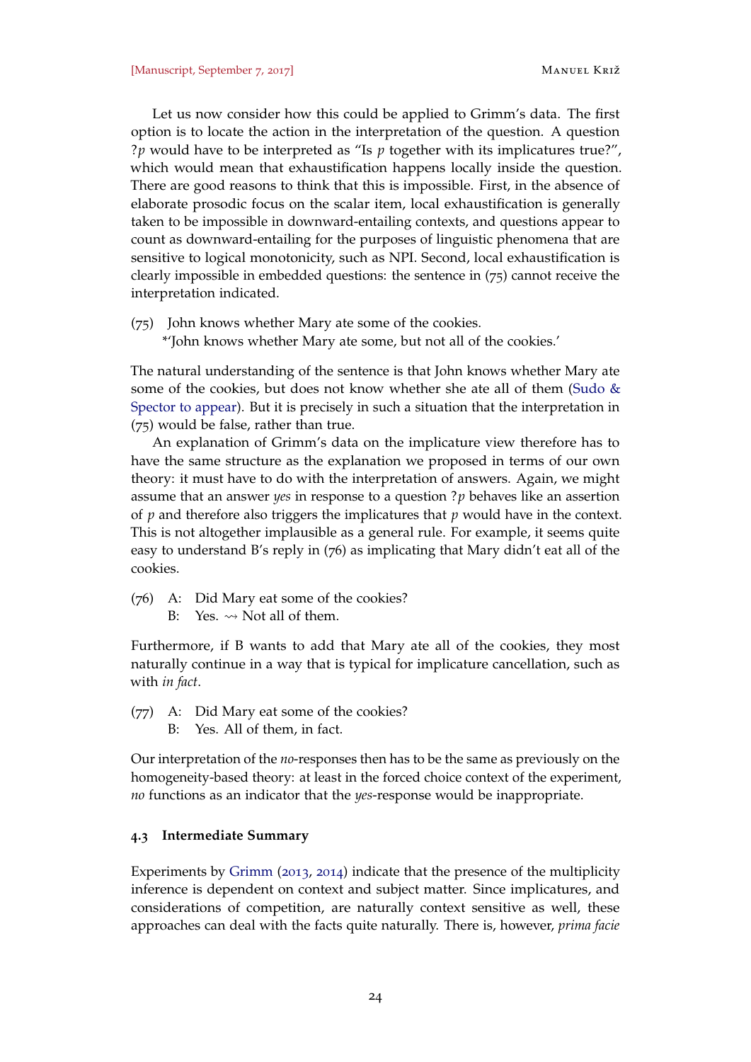Let us now consider how this could be applied to Grimm's data. The first option is to locate the action in the interpretation of the question. A question $?p$ would have to be interpreted as "Is $p$ together with its implicatures true?", which would mean that exhaustification happens locally inside the question. There are good reasons to think that this is impossible. First, in the absence of elaborate prosodic focus on the scalar item, local exhaustification is generally taken to be impossible in downward-entailing contexts, and questions appear to count as downward-entailing for the purposes of linguistic phenomena that are sensitive to logical monotonicity, such as NPI. Second, local exhaustification is clearly impossible in embedded questions: the sentence in (75) cannot receive the interpretation indicated.

(75) John knows whether Mary ate some of the cookies.
 *'John knows whether Mary ate some, but not all of the cookies.'

The natural understanding of the sentence is that John knows whether Mary ate some of the cookies, but does not know whether she ate all of them (Sudo & Spector to appear). But it is precisely in such a situation that the interpretation in (75) would be false, rather than true.

An explanation of Grimm's data on the implicature view therefore has to have the same structure as the explanation we proposed in terms of our own theory: it must have to do with the interpretation of answers. Again, we might assume that an answer *yes* in response to a question $?p$ behaves like an assertion of $p$ and therefore also triggers the implicatures that $p$ would have in the context. This is not altogether implausible as a general rule. For example, it seems quite easy to understand B's reply in (76) as implicating that Mary didn't eat all of the cookies.

(76) A: Did Mary eat some of the cookies?
 B: Yes. $\rightsquigarrow$ Not all of them.

Furthermore, if B wants to add that Mary ate all of the cookies, they most naturally continue in a way that is typical for implicature cancellation, such as with *in fact*.

(77) A: Did Mary eat some of the cookies?
 B: Yes. All of them, in fact.

Our interpretation of the *no*-responses then has to be the same as previously on the homogeneity-based theory: at least in the forced choice context of the experiment, *no* functions as an indicator that the *yes*-response would be inappropriate.

### 4.3 Intermediate Summary

Experiments by Grimm (2013, 2014) indicate that the presence of the multiplicity inference is dependent on context and subject matter. Since implicatures, and considerations of competition, are naturally context sensitive as well, these approaches can deal with the facts quite naturally. There is, however, *prima facie*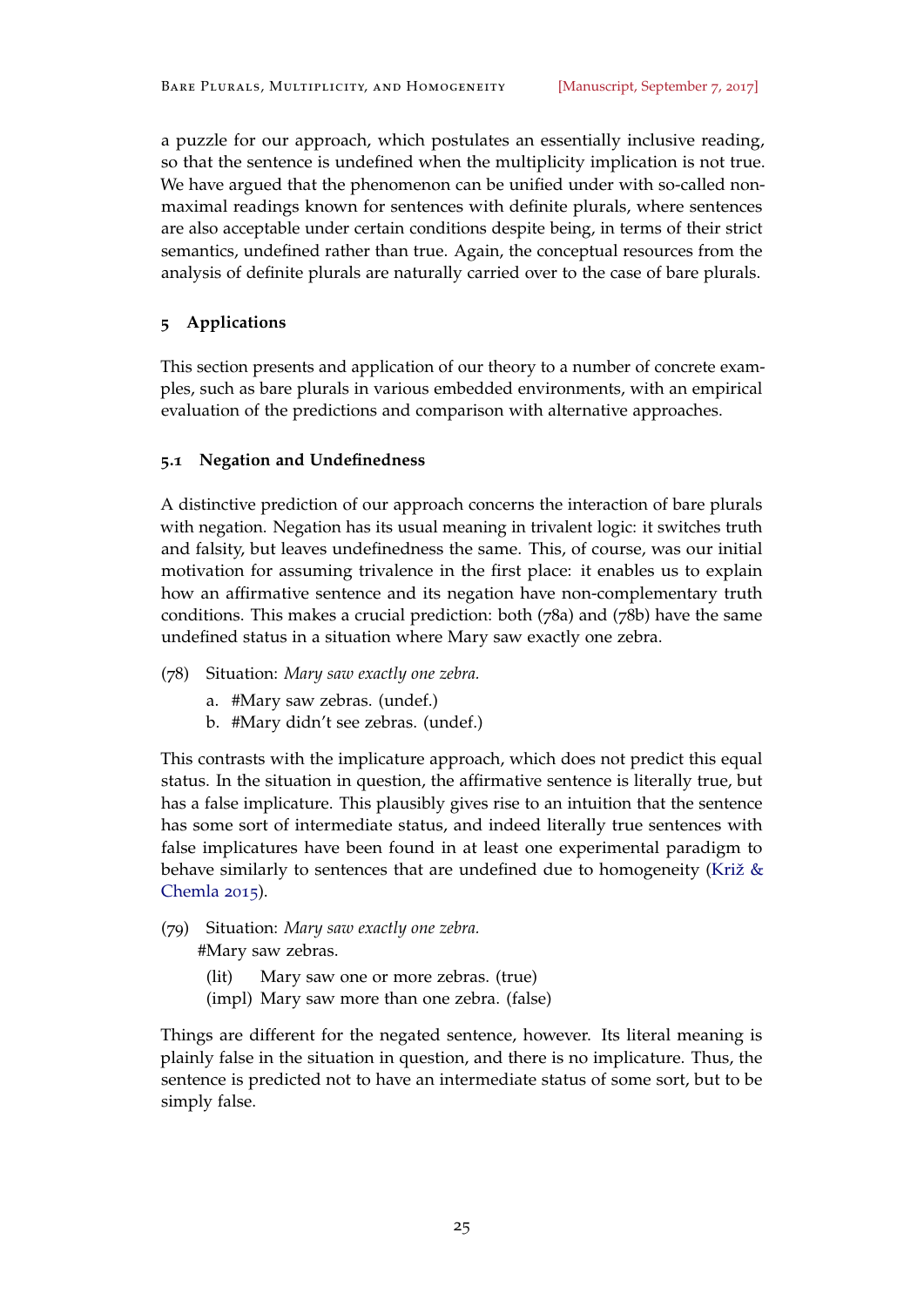a puzzle for our approach, which postulates an essentially inclusive reading, so that the sentence is undefined when the multiplicity implication is not true. We have argued that the phenomenon can be unified under with so-called non-maximal readings known for sentences with definite plurals, where sentences are also acceptable under certain conditions despite being, in terms of their strict semantics, undefined rather than true. Again, the conceptual resources from the analysis of definite plurals are naturally carried over to the case of bare plurals.

## 5 Applications

This section presents and application of our theory to a number of concrete examples, such as bare plurals in various embedded environments, with an empirical evaluation of the predictions and comparison with alternative approaches.

### 5.1 Negation and Undefinedness

A distinctive prediction of our approach concerns the interaction of bare plurals with negation. Negation has its usual meaning in trivalent logic: it switches truth and falsity, but leaves undefinedness the same. This, of course, was our initial motivation for assuming trivalence in the first place: it enables us to explain how an affirmative sentence and its negation have non-complementary truth conditions. This makes a crucial prediction: both (78a) and (78b) have the same undefined status in a situation where Mary saw exactly one zebra.

(78) Situation: *Mary saw exactly one zebra.*

  a. #Mary saw zebras. (undef.)
  b. #Mary didn't see zebras. (undef.)

This contrasts with the implicature approach, which does not predict this equal status. In the situation in question, the affirmative sentence is literally true, but has a false implicature. This plausibly gives rise to an intuition that the sentence has some sort of intermediate status, and indeed literally true sentences with false implicatures have been found in at least one experimental paradigm to behave similarly to sentences that are undefined due to homogeneity (Križ & Chemla 2015).

(79) Situation: *Mary saw exactly one zebra.*
  #Mary saw zebras.

  (lit) Mary saw one or more zebras. (true)
  (impl) Mary saw more than one zebra. (false)

Things are different for the negated sentence, however. Its literal meaning is plainly false in the situation in question, and there is no implicature. Thus, the sentence is predicted not to have an intermediate status of some sort, but to be simply false.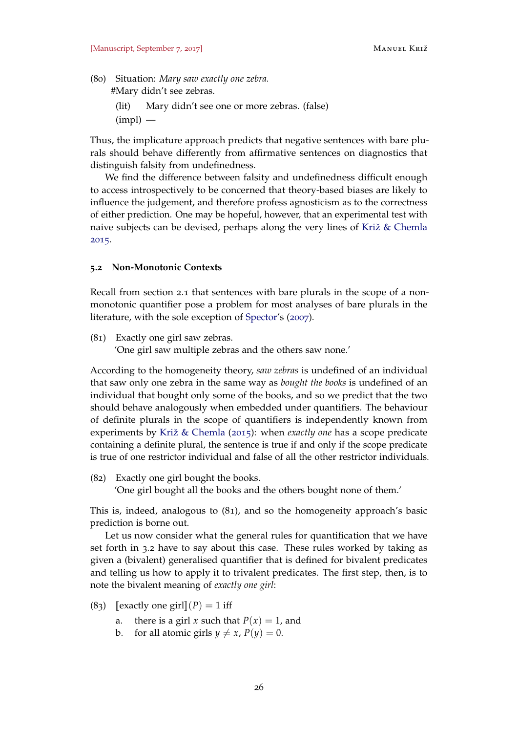(80) Situation: *Mary saw exactly one zebra.*
#Mary didn't see zebras.

(lit) Mary didn't see one or more zebras. (false)

(impl) —

Thus, the implicature approach predicts that negative sentences with bare plurals should behave differently from affirmative sentences on diagnostics that distinguish falsity from undefinedness.

We find the difference between falsity and undefinedness difficult enough to access introspectively to be concerned that theory-based biases are likely to influence the judgement, and therefore profess agnosticism as to the correctness of either prediction. One may be hopeful, however, that an experimental test with naive subjects can be devised, perhaps along the very lines of Križ & Chemla 2015.

### 5.2 Non-Monotonic Contexts

Recall from section 2.1 that sentences with bare plurals in the scope of a non-monotonic quantifier pose a problem for most analyses of bare plurals in the literature, with the sole exception of Spector's (2007).

(81) Exactly one girl saw zebras.
'One girl saw multiple zebras and the others saw none.'

According to the homogeneity theory, *saw zebras* is undefined of an individual that saw only one zebra in the same way as *bought the books* is undefined of an individual that bought only some of the books, and so we predict that the two should behave analogously when embedded under quantifiers. The behaviour of definite plurals in the scope of quantifiers is independently known from experiments by Križ & Chemla (2015): when *exactly one* has a scope predicate containing a definite plural, the sentence is true if and only if the scope predicate is true of one restrictor individual and false of all the other restrictor individuals.

(82) Exactly one girl bought the books.
'One girl bought all the books and the others bought none of them.'

This is, indeed, analogous to (81), and so the homogeneity approach's basic prediction is borne out.

Let us now consider what the general rules for quantification that we have set forth in 3.2 have to say about this case. These rules worked by taking as given a (bivalent) generalised quantifier that is defined for bivalent predicates and telling us how to apply it to trivalent predicates. The first step, then, is to note the bivalent meaning of *exactly one girl*:

(83) $[\![\text{exactly one girl}]\!](P) = 1$ iff

a. there is a girl $x$ such that $P(x) = 1$, and

b. for all atomic girls $y \neq x$, $P(y) = 0$.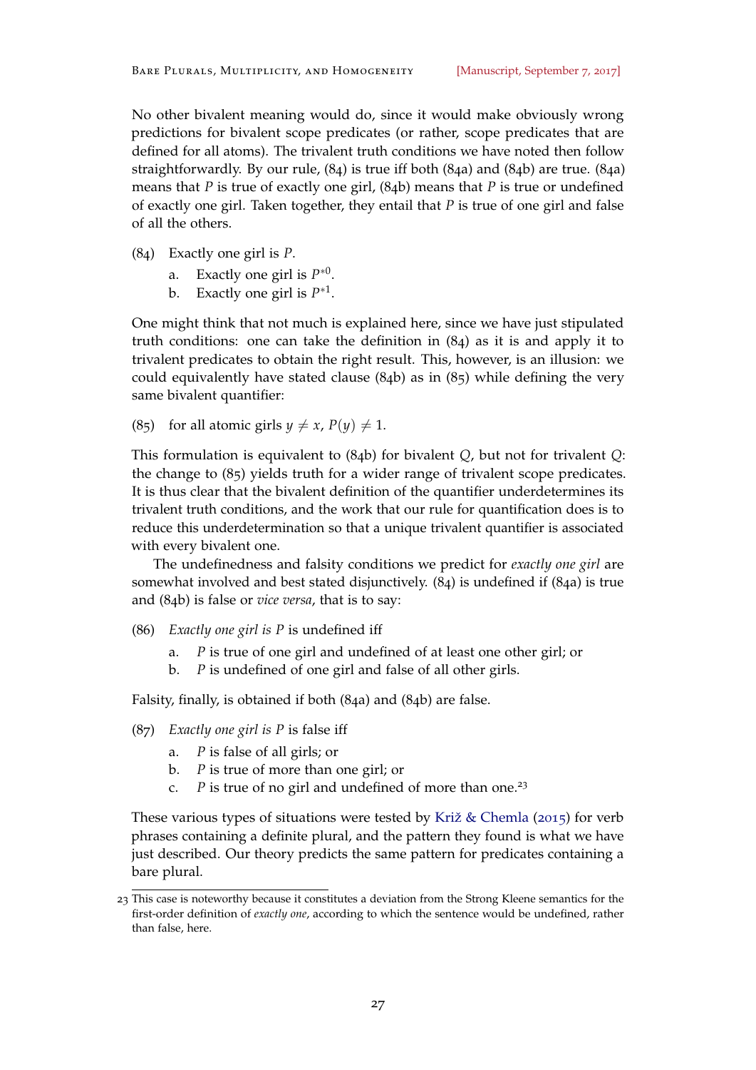No other bivalent meaning would do, since it would make obviously wrong predictions for bivalent scope predicates (or rather, scope predicates that are defined for all atoms). The trivalent truth conditions we have noted then follow straightforwardly. By our rule, (84) is true iff both (84a) and (84b) are true. (84a) means that $P$ is true of exactly one girl, (84b) means that $P$ is true or undefined of exactly one girl. Taken together, they entail that $P$ is true of one girl and false of all the others.

(84) Exactly one girl is $P$.

a. Exactly one girl is $P^{*0}$.

b. Exactly one girl is $P^{*1}$.

One might think that not much is explained here, since we have just stipulated truth conditions: one can take the definition in (84) as it is and apply it to trivalent predicates to obtain the right result. This, however, is an illusion: we could equivalently have stated clause (84b) as in (85) while defining the very same bivalent quantifier:

(85) for all atomic girls $y \neq x$, $P(y) \neq 1$.

This formulation is equivalent to (84b) for bivalent $Q$, but not for trivalent $Q$: the change to (85) yields truth for a wider range of trivalent scope predicates. It is thus clear that the bivalent definition of the quantifier underdetermines its trivalent truth conditions, and the work that our rule for quantification does is to reduce this underdetermination so that a unique trivalent quantifier is associated with every bivalent one.

The undefinedness and falsity conditions we predict for *exactly one girl* are somewhat involved and best stated disjunctively. (84) is undefined if (84a) is true and (84b) is false or *vice versa*, that is to say:

(86) *Exactly one girl is P* is undefined iff

a. $P$ is true of one girl and undefined of at least one other girl; or

b. $P$ is undefined of one girl and false of all other girls.

Falsity, finally, is obtained if both (84a) and (84b) are false.

(87) *Exactly one girl is P* is false iff

a. $P$ is false of all girls; or

b. $P$ is true of more than one girl; or

c. $P$ is true of no girl and undefined of more than one.[23]

These various types of situations were tested by Križ & Chemla (2015) for verb phrases containing a definite plural, and the pattern they found is what we have just described. Our theory predicts the same pattern for predicates containing a bare plural.

[23] This case is noteworthy because it constitutes a deviation from the Strong Kleene semantics for the first-order definition of *exactly one*, according to which the sentence would be undefined, rather than false, here.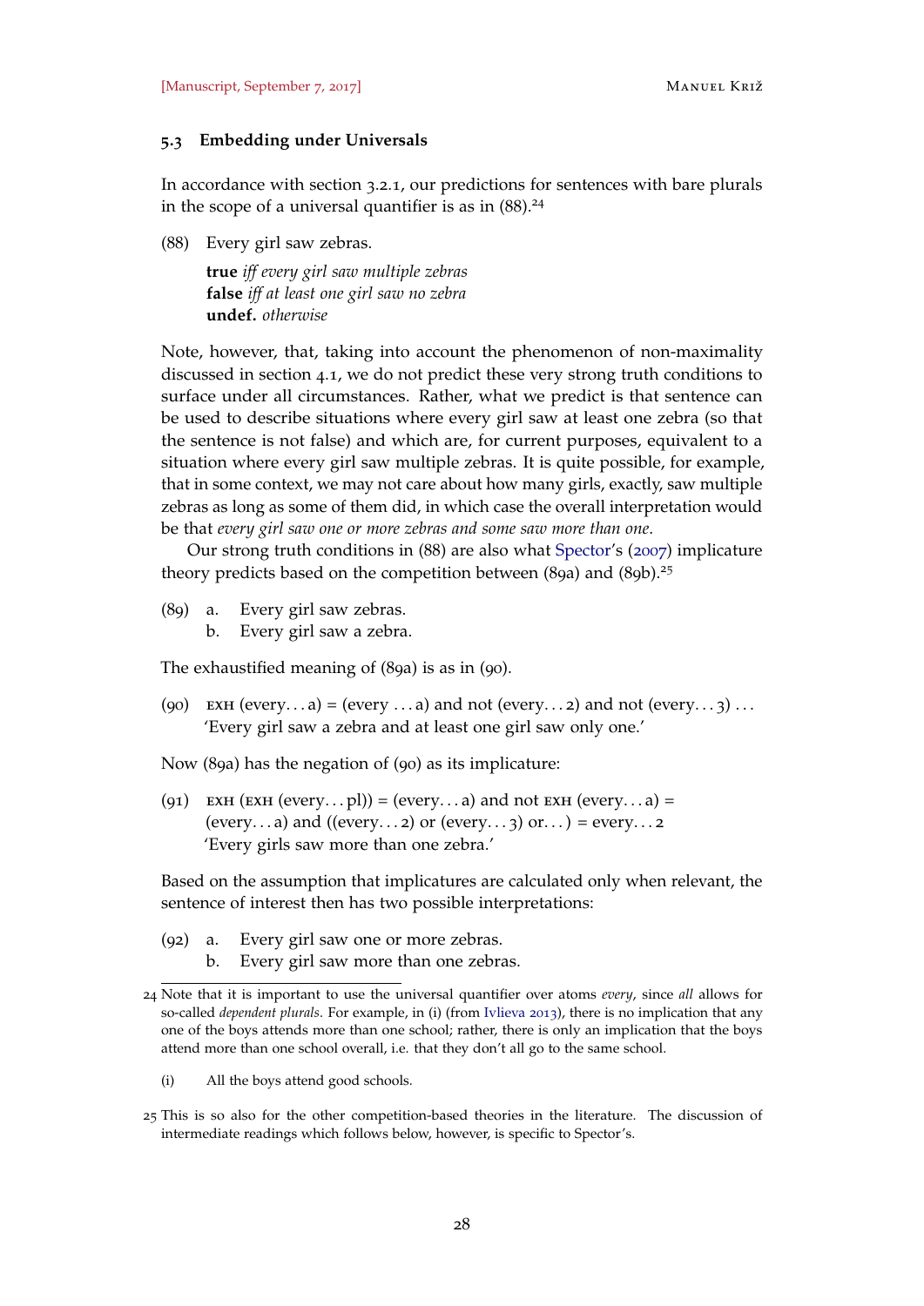### 5.3 Embedding under Universals

In accordance with section 3.2.1, our predictions for sentences with bare plurals in the scope of a universal quantifier is as in (88).[24]

(88) Every girl saw zebras.

**true** *iff every girl saw multiple zebras*
**false** *iff at least one girl saw no zebra*
**undef.** *otherwise*

Note, however, that, taking into account the phenomenon of non-maximality discussed in section 4.1, we do not predict these very strong truth conditions to surface under all circumstances. Rather, what we predict is that sentence can be used to describe situations where every girl saw at least one zebra (so that the sentence is not false) and which are, for current purposes, equivalent to a situation where every girl saw multiple zebras. It is quite possible, for example, that in some context, we may not care about how many girls, exactly, saw multiple zebras as long as some of them did, in which case the overall interpretation would be that *every girl saw one or more zebras and some saw more than one*.

Our strong truth conditions in (88) are also what Spector's (2007) implicature theory predicts based on the competition between (89a) and (89b).[25]

(89) a. Every girl saw zebras.
b. Every girl saw a zebra.

The exhaustified meaning of (89a) is as in (90).

(90) EXH (every. . . a) = (every . . . a) and not (every. . . 2) and not (every. . . 3) . . .
'Every girl saw a zebra and at least one girl saw only one.'

Now (89a) has the negation of (90) as its implicature:

(91) EXH (EXH (every. . . pl)) = (every. . . a) and not EXH (every. . . a) =
(every. . . a) and ((every. . . 2) or (every. . . 3) or. . . ) = every. . . 2
'Every girls saw more than one zebra.'

Based on the assumption that implicatures are calculated only when relevant, the sentence of interest then has two possible interpretations:

(92) a. Every girl saw one or more zebras.
b. Every girl saw more than one zebras.

---

24 Note that it is important to use the universal quantifier over atoms *every*, since *all* allows for so-called *dependent plurals*. For example, in (i) (from Ivlieva 2013), there is no implication that any one of the boys attends more than one school; rather, there is only an implication that the boys attend more than one school overall, i.e. that they don't all go to the same school.

(i) All the boys attend good schools.

25 This is so also for the other competition-based theories in the literature. The discussion of intermediate readings which follows below, however, is specific to Spector's.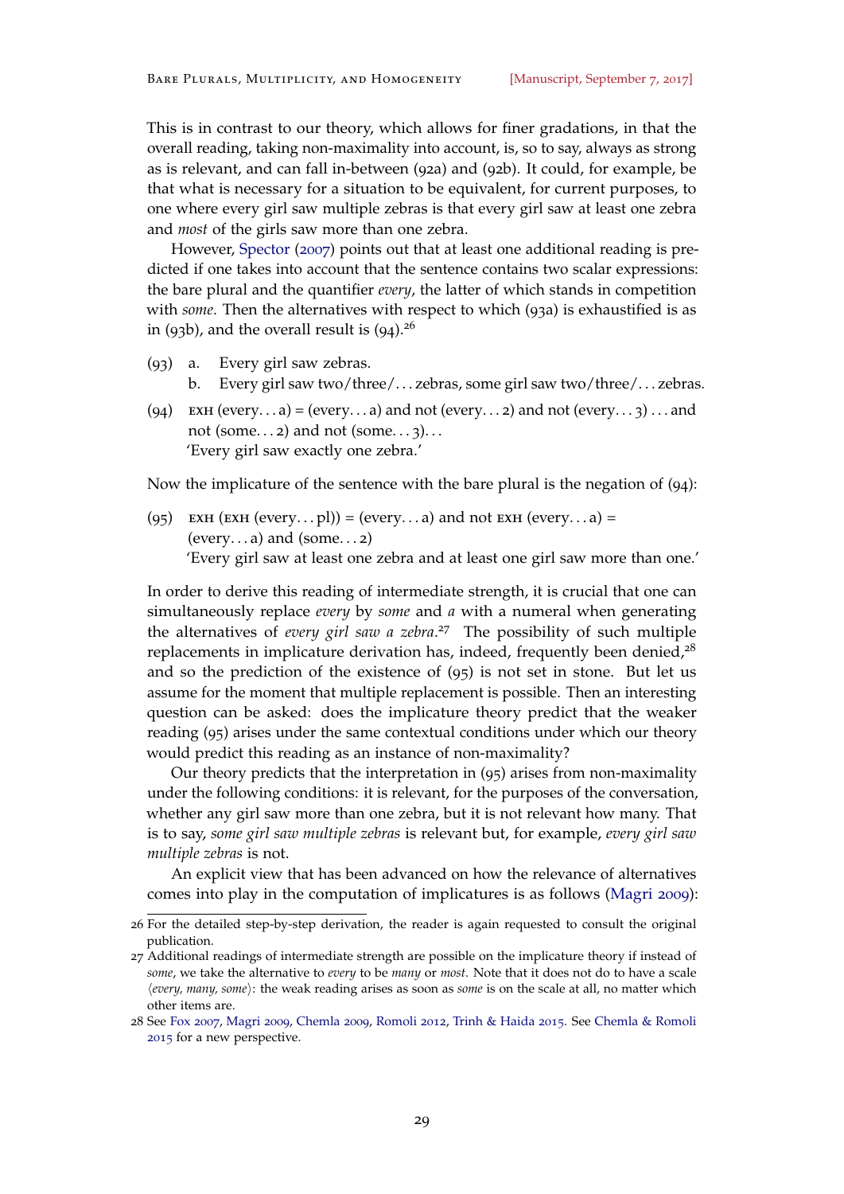This is in contrast to our theory, which allows for finer gradations, in that the overall reading, taking non-maximality into account, is, so to say, always as strong as is relevant, and can fall in-between (92a) and (92b). It could, for example, be that what is necessary for a situation to be equivalent, for current purposes, to one where every girl saw multiple zebras is that every girl saw at least one zebra and *most* of the girls saw more than one zebra.

However, Spector (2007) points out that at least one additional reading is predicted if one takes into account that the sentence contains two scalar expressions: the bare plural and the quantifier *every*, the latter of which stands in competition with *some*. Then the alternatives with respect to which (93a) is exhaustified is as in (93b), and the overall result is (94).[26]

(93) a. Every girl saw zebras.
  b. Every girl saw two/three/. . . zebras, some girl saw two/three/. . . zebras.

(94) EXH (every. . . a) = (every. . . a) and not (every. . . 2) and not (every. . . 3) . . . and not (some. . . 2) and not (some. . . 3). . .
  'Every girl saw exactly one zebra.'

Now the implicature of the sentence with the bare plural is the negation of (94):

(95) EXH (EXH (every. . . pl)) = (every. . . a) and not EXH (every. . . a) = (every. . . a) and (some. . . 2)
  'Every girl saw at least one zebra and at least one girl saw more than one.'

In order to derive this reading of intermediate strength, it is crucial that one can simultaneously replace *every* by *some* and *a* with a numeral when generating the alternatives of *every girl saw a zebra*.[27] The possibility of such multiple replacements in implicature derivation has, indeed, frequently been denied,[28] and so the prediction of the existence of (95) is not set in stone. But let us assume for the moment that multiple replacement is possible. Then an interesting question can be asked: does the implicature theory predict that the weaker reading (95) arises under the same contextual conditions under which our theory would predict this reading as an instance of non-maximality?

Our theory predicts that the interpretation in (95) arises from non-maximality under the following conditions: it is relevant, for the purposes of the conversation, whether any girl saw more than one zebra, but it is not relevant how many. That is to say, *some girl saw multiple zebras* is relevant but, for example, *every girl saw multiple zebras* is not.

An explicit view that has been advanced on how the relevance of alternatives comes into play in the computation of implicatures is as follows (Magri 2009):

---

26 For the detailed step-by-step derivation, the reader is again requested to consult the original publication.

27 Additional readings of intermediate strength are possible on the implicature theory if instead of *some*, we take the alternative to *every* to be *many* or *most*. Note that it does not do to have a scale ⟨*every, many, some*⟩: the weak reading arises as soon as *some* is on the scale at all, no matter which other items are.

28 See Fox 2007, Magri 2009, Chemla 2009, Romoli 2012, Trinh & Haida 2015. See Chemla & Romoli 2015 for a new perspective.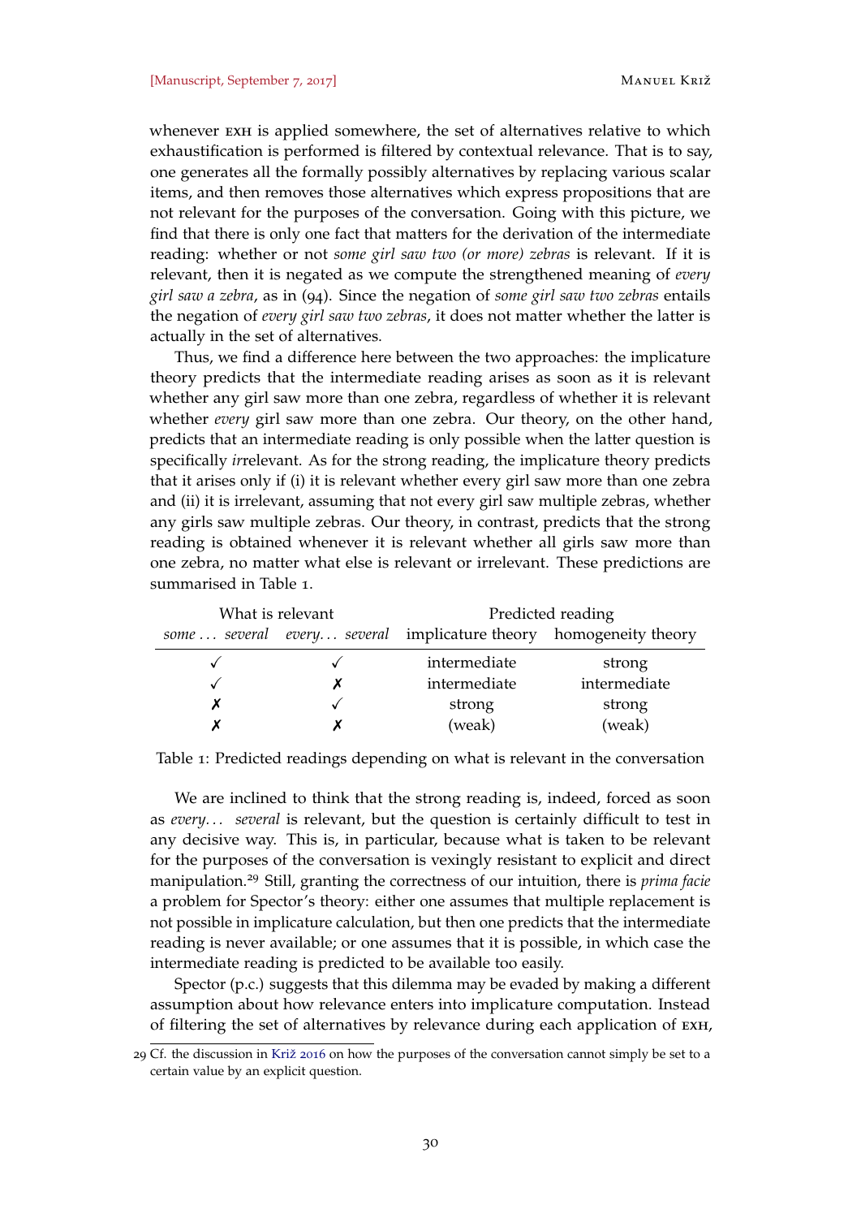whenever EXH is applied somewhere, the set of alternatives relative to which exhaustification is performed is filtered by contextual relevance. That is to say, one generates all the formally possibly alternatives by replacing various scalar items, and then removes those alternatives which express propositions that are not relevant for the purposes of the conversation. Going with this picture, we find that there is only one fact that matters for the derivation of the intermediate reading: whether or not *some girl saw two (or more) zebras* is relevant. If it is relevant, then it is negated as we compute the strengthened meaning of *every girl saw a zebra*, as in (94). Since the negation of *some girl saw two zebras* entails the negation of *every girl saw two zebras*, it does not matter whether the latter is actually in the set of alternatives.

Thus, we find a difference here between the two approaches: the implicature theory predicts that the intermediate reading arises as soon as it is relevant whether any girl saw more than one zebra, regardless of whether it is relevant whether *every* girl saw more than one zebra. Our theory, on the other hand, predicts that an intermediate reading is only possible when the latter question is specifically *ir*relevant. As for the strong reading, the implicature theory predicts that it arises only if (i) it is relevant whether every girl saw more than one zebra and (ii) it is irrelevant, assuming that not every girl saw multiple zebras, whether any girls saw multiple zebras. Our theory, in contrast, predicts that the strong reading is obtained whenever it is relevant whether all girls saw more than one zebra, no matter what else is relevant or irrelevant. These predictions are summarised in Table 1.

| What is relevant | | Predicted reading | |
|---|---|---|---|
| *some ... several* | *every... several* | implicature theory | homogeneity theory |
| ✓ | ✓ | intermediate | strong |
| ✓ | ✗ | intermediate | intermediate |
| ✗ | ✓ | strong | strong |
| ✗ | ✗ | (weak) | (weak) |

Table 1: Predicted readings depending on what is relevant in the conversation

We are inclined to think that the strong reading is, indeed, forced as soon as *every... several* is relevant, but the question is certainly difficult to test in any decisive way. This is, in particular, because what is taken to be relevant for the purposes of the conversation is vexingly resistant to explicit and direct manipulation.[29] Still, granting the correctness of our intuition, there is *prima facie* a problem for Spector's theory: either one assumes that multiple replacement is not possible in implicature calculation, but then one predicts that the intermediate reading is never available; or one assumes that it is possible, in which case the intermediate reading is predicted to be available too easily.

Spector (p.c.) suggests that this dilemma may be evaded by making a different assumption about how relevance enters into implicature computation. Instead of filtering the set of alternatives by relevance during each application of EXH,

29 Cf. the discussion in Križ 2016 on how the purposes of the conversation cannot simply be set to a certain value by an explicit question.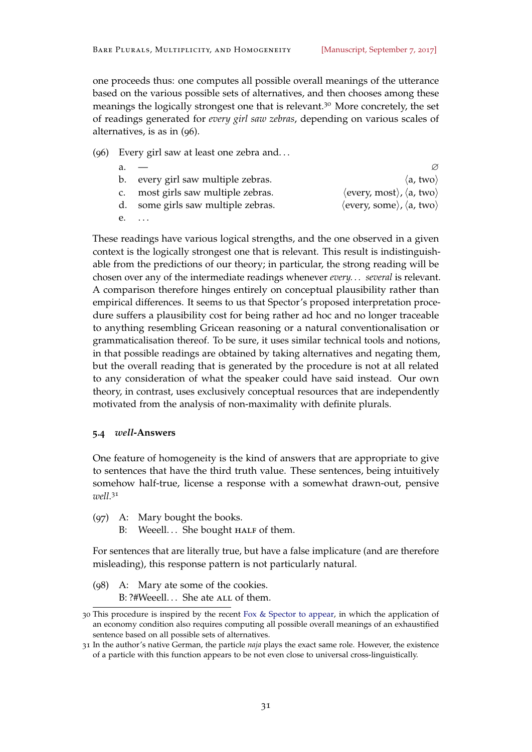one proceeds thus: one computes all possible overall meanings of the utterance based on the various possible sets of alternatives, and then chooses among these meanings the logically strongest one that is relevant.[30] More concretely, the set of readings generated for *every girl saw zebras*, depending on various scales of alternatives, is as in (96).

(96) Every girl saw at least one zebra and...

| | | |
|---|---|---|
| a. | — | ∅ |
| b. | every girl saw multiple zebras. | ⟨a, two⟩ |
| c. | most girls saw multiple zebras. | ⟨every, most⟩, ⟨a, two⟩ |
| d. | some girls saw multiple zebras. | ⟨every, some⟩, ⟨a, two⟩ |
| e. | ... | |

These readings have various logical strengths, and the one observed in a given context is the logically strongest one that is relevant. This result is indistinguishable from the predictions of our theory; in particular, the strong reading will be chosen over any of the intermediate readings whenever *every... several* is relevant. A comparison therefore hinges entirely on conceptual plausibility rather than empirical differences. It seems to us that Spector's proposed interpretation procedure suffers a plausibility cost for being rather ad hoc and no longer traceable to anything resembling Gricean reasoning or a natural conventionalisation or grammaticalisation thereof. To be sure, it uses similar technical tools and notions, in that possible readings are obtained by taking alternatives and negating them, but the overall reading that is generated by the procedure is not at all related to any consideration of what the speaker could have said instead. Our own theory, in contrast, uses exclusively conceptual resources that are independently motivated from the analysis of non-maximality with definite plurals.

### 5.4 *well*-Answers

One feature of homogeneity is the kind of answers that are appropriate to give to sentences that have the third truth value. These sentences, being intuitively somehow half-true, license a response with a somewhat drawn-out, pensive *well*.[31]

(97) A: Mary bought the books.
B: Weeell... She bought HALF of them.

For sentences that are literally true, but have a false implicature (and are therefore misleading), this response pattern is not particularly natural.

(98) A: Mary ate some of the cookies.
B: ?#Weeell... She ate ALL of them.

---

[30] This procedure is inspired by the recent Fox & Spector to appear, in which the application of an economy condition also requires computing all possible overall meanings of an exhaustified sentence based on all possible sets of alternatives.

[31] In the author's native German, the particle *naja* plays the exact same role. However, the existence of a particle with this function appears to be not even close to universal cross-linguistically.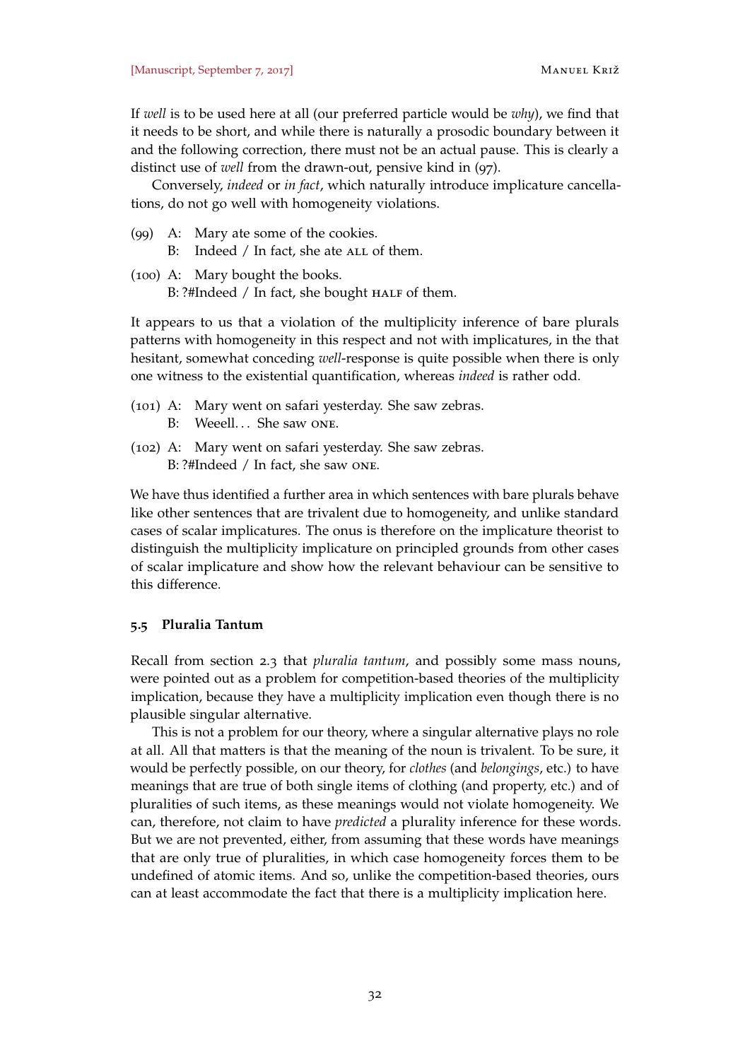If *well* is to be used here at all (our preferred particle would be *why*), we find that it needs to be short, and while there is naturally a prosodic boundary between it and the following correction, there must not be an actual pause. This is clearly a distinct use of *well* from the drawn-out, pensive kind in (97).

Conversely, *indeed* or *in fact*, which naturally introduce implicature cancellations, do not go well with homogeneity violations.

(99) A: Mary ate some of the cookies.
  B: Indeed / In fact, she ate ALL of them.

(100) A: Mary bought the books.
  B: ?#Indeed / In fact, she bought HALF of them.

It appears to us that a violation of the multiplicity inference of bare plurals patterns with homogeneity in this respect and not with implicatures, in the that hesitant, somewhat conceding *well*-response is quite possible when there is only one witness to the existential quantification, whereas *indeed* is rather odd.

(101) A: Mary went on safari yesterday. She saw zebras.
  B: Weeell... She saw ONE.

(102) A: Mary went on safari yesterday. She saw zebras.
  B: ?#Indeed / In fact, she saw ONE.

We have thus identified a further area in which sentences with bare plurals behave like other sentences that are trivalent due to homogeneity, and unlike standard cases of scalar implicatures. The onus is therefore on the implicature theorist to distinguish the multiplicity implicature on principled grounds from other cases of scalar implicature and show how the relevant behaviour can be sensitive to this difference.

### 5.5 Pluralia Tantum

Recall from section 2.3 that *pluralia tantum*, and possibly some mass nouns, were pointed out as a problem for competition-based theories of the multiplicity implication, because they have a multiplicity implication even though there is no plausible singular alternative.

This is not a problem for our theory, where a singular alternative plays no role at all. All that matters is that the meaning of the noun is trivalent. To be sure, it would be perfectly possible, on our theory, for *clothes* (and *belongings*, etc.) to have meanings that are true of both single items of clothing (and property, etc.) and of pluralities of such items, as these meanings would not violate homogeneity. We can, therefore, not claim to have *predicted* a plurality inference for these words. But we are not prevented, either, from assuming that these words have meanings that are only true of pluralities, in which case homogeneity forces them to be undefined of atomic items. And so, unlike the competition-based theories, ours can at least accommodate the fact that there is a multiplicity implication here.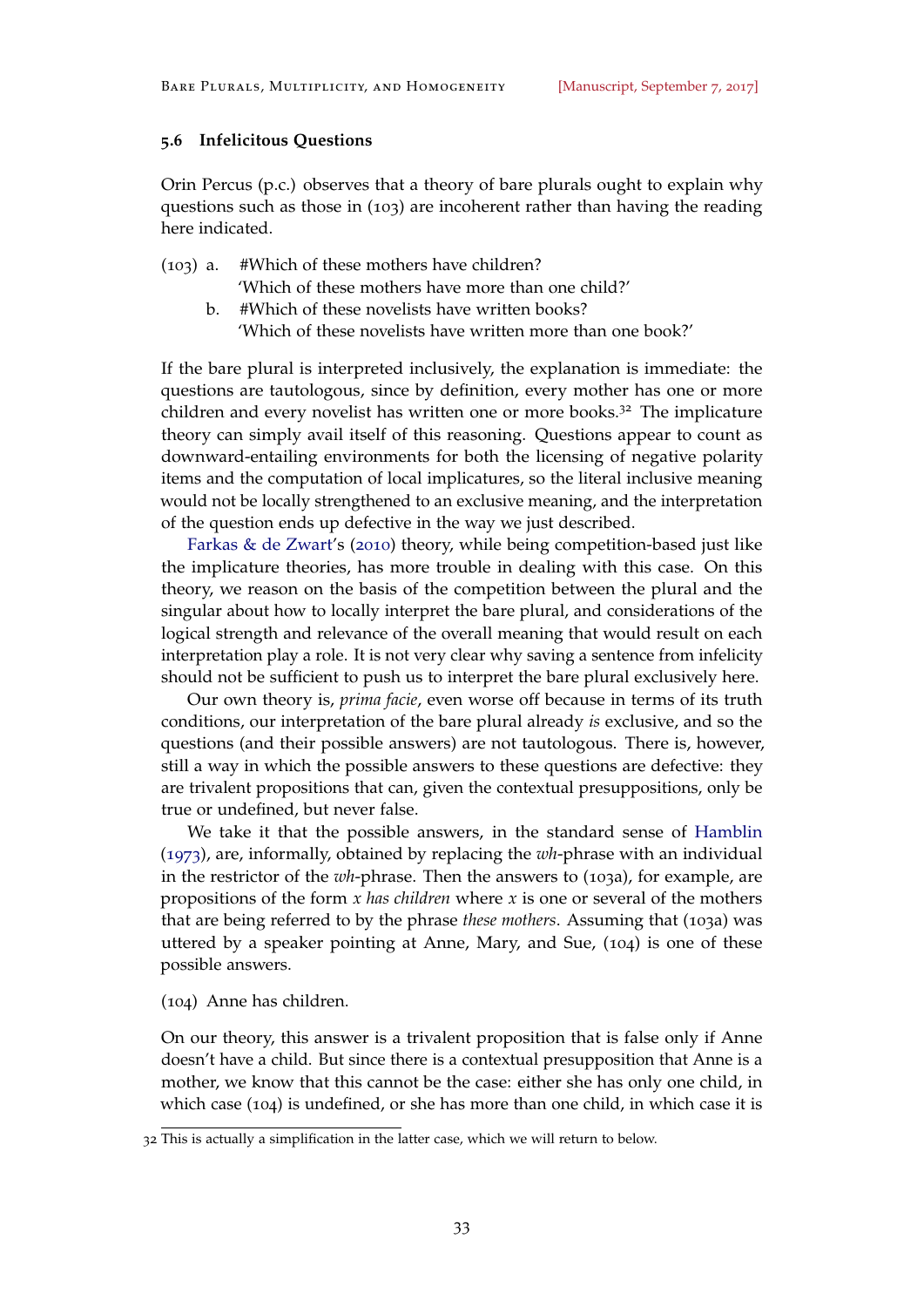### 5.6 Infelicitous Questions

Orin Percus (p.c.) observes that a theory of bare plurals ought to explain why questions such as those in (103) are incoherent rather than having the reading here indicated.

(103) a. #Which of these mothers have children?
'Which of these mothers have more than one child?'

b. #Which of these novelists have written books?
'Which of these novelists have written more than one book?'

If the bare plural is interpreted inclusively, the explanation is immediate: the questions are tautologous, since by definition, every mother has one or more children and every novelist has written one or more books.[32] The implicature theory can simply avail itself of this reasoning. Questions appear to count as downward-entailing environments for both the licensing of negative polarity items and the computation of local implicatures, so the literal inclusive meaning would not be locally strengthened to an exclusive meaning, and the interpretation of the question ends up defective in the way we just described.

Farkas & de Zwart's (2010) theory, while being competition-based just like the implicature theories, has more trouble in dealing with this case. On this theory, we reason on the basis of the competition between the plural and the singular about how to locally interpret the bare plural, and considerations of the logical strength and relevance of the overall meaning that would result on each interpretation play a role. It is not very clear why saving a sentence from infelicity should not be sufficient to push us to interpret the bare plural exclusively here.

Our own theory is, *prima facie*, even worse off because in terms of its truth conditions, our interpretation of the bare plural already *is* exclusive, and so the questions (and their possible answers) are not tautologous. There is, however, still a way in which the possible answers to these questions are defective: they are trivalent propositions that can, given the contextual presuppositions, only be true or undefined, but never false.

We take it that the possible answers, in the standard sense of Hamblin (1973), are, informally, obtained by replacing the *wh*-phrase with an individual in the restrictor of the *wh*-phrase. Then the answers to (103a), for example, are propositions of the form *x has children* where *x* is one or several of the mothers that are being referred to by the phrase *these mothers*. Assuming that (103a) was uttered by a speaker pointing at Anne, Mary, and Sue, (104) is one of these possible answers.

(104) Anne has children.

On our theory, this answer is a trivalent proposition that is false only if Anne doesn't have a child. But since there is a contextual presupposition that Anne is a mother, we know that this cannot be the case: either she has only one child, in which case (104) is undefined, or she has more than one child, in which case it is

32 This is actually a simplification in the latter case, which we will return to below.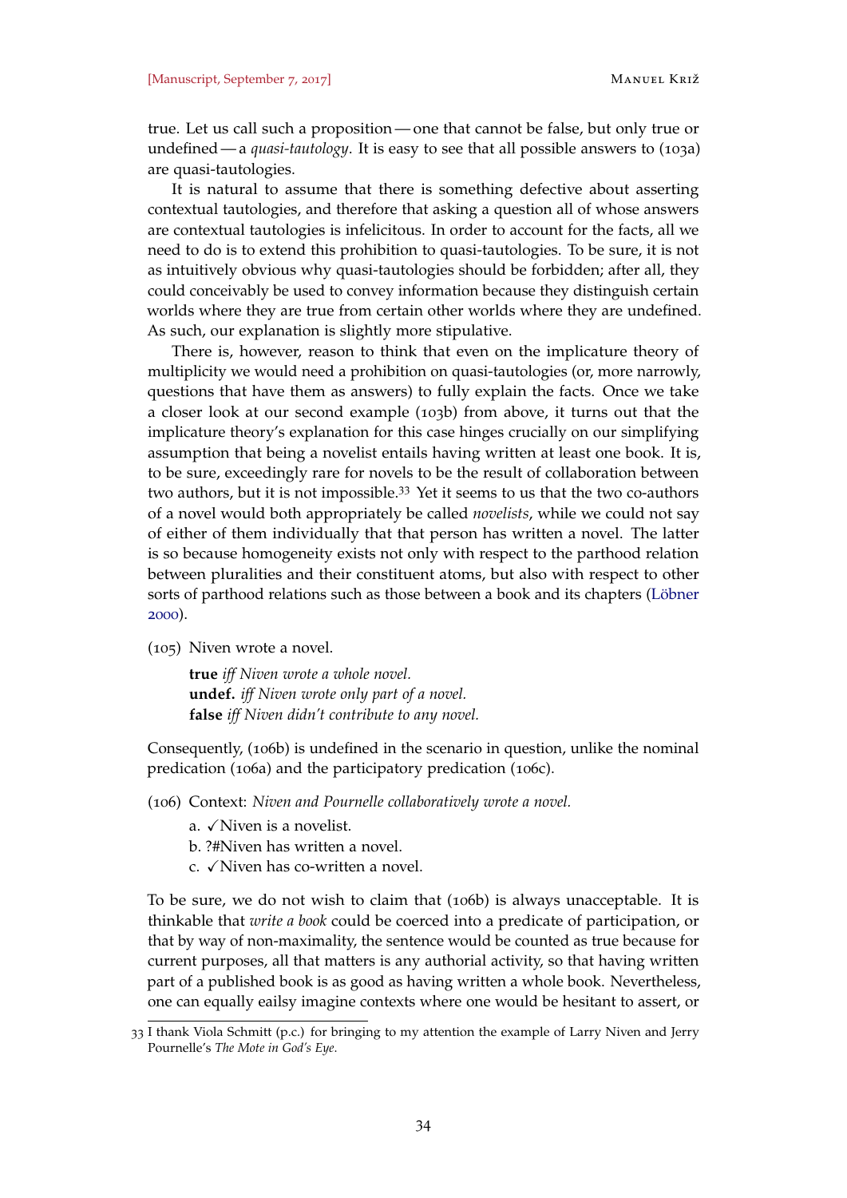true. Let us call such a proposition — one that cannot be false, but only true or undefined — a *quasi-tautology*. It is easy to see that all possible answers to (103a) are quasi-tautologies.

It is natural to assume that there is something defective about asserting contextual tautologies, and therefore that asking a question all of whose answers are contextual tautologies is infelicitous. In order to account for the facts, all we need to do is to extend this prohibition to quasi-tautologies. To be sure, it is not as intuitively obvious why quasi-tautologies should be forbidden; after all, they could conceivably be used to convey information because they distinguish certain worlds where they are true from certain other worlds where they are undefined. As such, our explanation is slightly more stipulative.

There is, however, reason to think that even on the implicature theory of multiplicity we would need a prohibition on quasi-tautologies (or, more narrowly, questions that have them as answers) to fully explain the facts. Once we take a closer look at our second example (103b) from above, it turns out that the implicature theory's explanation for this case hinges crucially on our simplifying assumption that being a novelist entails having written at least one book. It is, to be sure, exceedingly rare for novels to be the result of collaboration between two authors, but it is not impossible.[33] Yet it seems to us that the two co-authors of a novel would both appropriately be called *novelists*, while we could not say of either of them individually that that person has written a novel. The latter is so because homogeneity exists not only with respect to the parthood relation between pluralities and their constituent atoms, but also with respect to other sorts of parthood relations such as those between a book and its chapters (Löbner 2000).

(105) Niven wrote a novel.

**true** *iff Niven wrote a whole novel.*
**undef.** *iff Niven wrote only part of a novel.*
**false** *iff Niven didn't contribute to any novel.*

Consequently, (106b) is undefined in the scenario in question, unlike the nominal predication (106a) and the participatory predication (106c).

(106) Context: *Niven and Pournelle collaboratively wrote a novel.*

a. ✓Niven is a novelist.
b. ?#Niven has written a novel.
c. ✓Niven has co-written a novel.

To be sure, we do not wish to claim that (106b) is always unacceptable. It is thinkable that *write a book* could be coerced into a predicate of participation, or that by way of non-maximality, the sentence would be counted as true because for current purposes, all that matters is any authorial activity, so that having written part of a published book is as good as having written a whole book. Nevertheless, one can equally eailsy imagine contexts where one would be hesitant to assert, or

[33] I thank Viola Schmitt (p.c.) for bringing to my attention the example of Larry Niven and Jerry Pournelle's *The Mote in God's Eye*.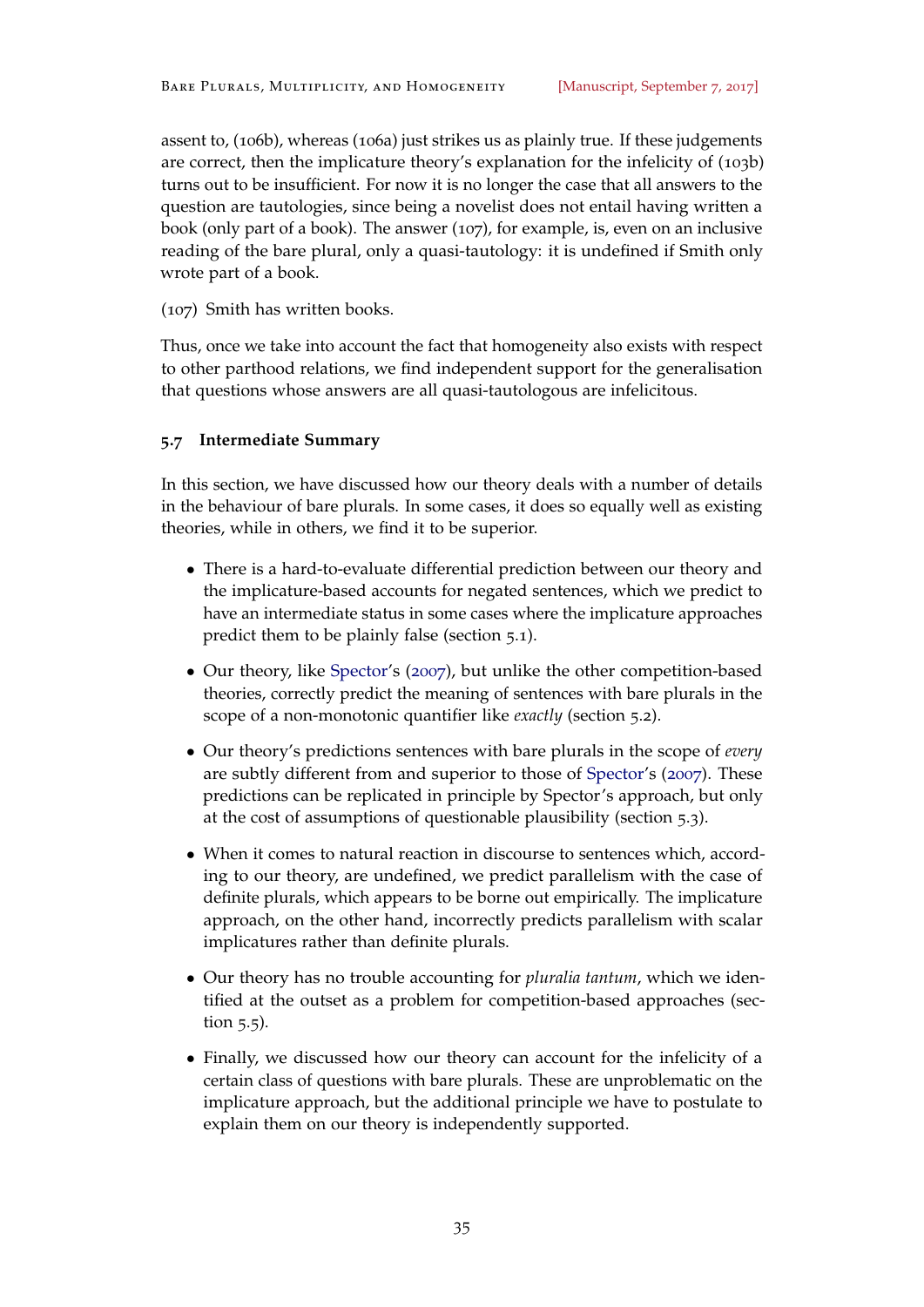assent to, (106b), whereas (106a) just strikes us as plainly true. If these judgements are correct, then the implicature theory's explanation for the infelicity of (103b) turns out to be insufficient. For now it is no longer the case that all answers to the question are tautologies, since being a novelist does not entail having written a book (only part of a book). The answer (107), for example, is, even on an inclusive reading of the bare plural, only a quasi-tautology: it is undefined if Smith only wrote part of a book.

(107) Smith has written books.

Thus, once we take into account the fact that homogeneity also exists with respect to other parthood relations, we find independent support for the generalisation that questions whose answers are all quasi-tautologous are infelicitous.

### 5.7 Intermediate Summary

In this section, we have discussed how our theory deals with a number of details in the behaviour of bare plurals. In some cases, it does so equally well as existing theories, while in others, we find it to be superior.

- There is a hard-to-evaluate differential prediction between our theory and the implicature-based accounts for negated sentences, which we predict to have an intermediate status in some cases where the implicature approaches predict them to be plainly false (section 5.1).
- Our theory, like Spector's (2007), but unlike the other competition-based theories, correctly predict the meaning of sentences with bare plurals in the scope of a non-monotonic quantifier like *exactly* (section 5.2).
- Our theory's predictions sentences with bare plurals in the scope of *every* are subtly different from and superior to those of Spector's (2007). These predictions can be replicated in principle by Spector's approach, but only at the cost of assumptions of questionable plausibility (section 5.3).
- When it comes to natural reaction in discourse to sentences which, according to our theory, are undefined, we predict parallelism with the case of definite plurals, which appears to be borne out empirically. The implicature approach, on the other hand, incorrectly predicts parallelism with scalar implicatures rather than definite plurals.
- Our theory has no trouble accounting for *pluralia tantum*, which we identified at the outset as a problem for competition-based approaches (section 5.5).
- Finally, we discussed how our theory can account for the infelicity of a certain class of questions with bare plurals. These are unproblematic on the implicature approach, but the additional principle we have to postulate to explain them on our theory is independently supported.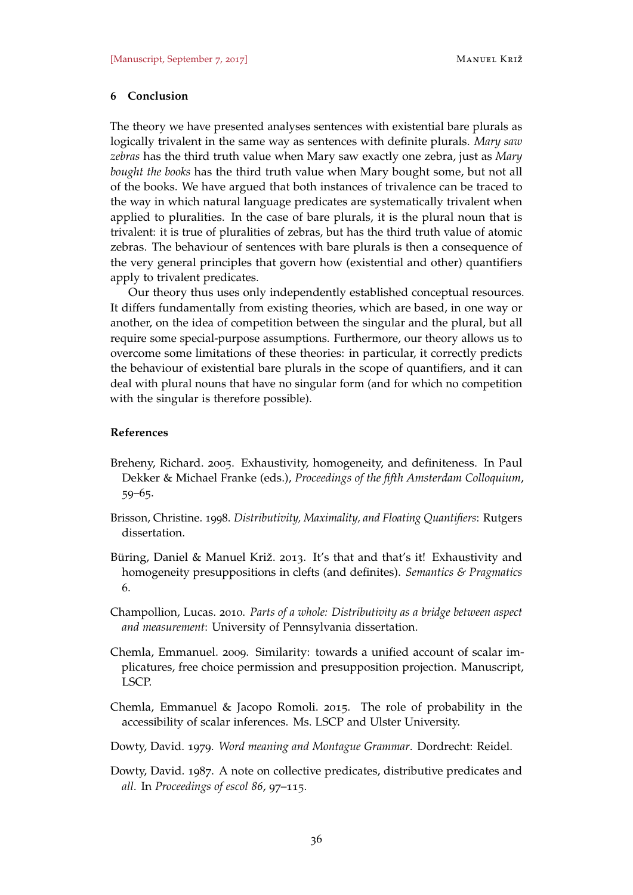## 6 Conclusion

The theory we have presented analyses sentences with existential bare plurals as logically trivalent in the same way as sentences with definite plurals. *Mary saw zebras* has the third truth value when Mary saw exactly one zebra, just as *Mary bought the books* has the third truth value when Mary bought some, but not all of the books. We have argued that both instances of trivalence can be traced to the way in which natural language predicates are systematically trivalent when applied to pluralities. In the case of bare plurals, it is the plural noun that is trivalent: it is true of pluralities of zebras, but has the third truth value of atomic zebras. The behaviour of sentences with bare plurals is then a consequence of the very general principles that govern how (existential and other) quantifiers apply to trivalent predicates.

Our theory thus uses only independently established conceptual resources. It differs fundamentally from existing theories, which are based, in one way or another, on the idea of competition between the singular and the plural, but all require some special-purpose assumptions. Furthermore, our theory allows us to overcome some limitations of these theories: in particular, it correctly predicts the behaviour of existential bare plurals in the scope of quantifiers, and it can deal with plural nouns that have no singular form (and for which no competition with the singular is therefore possible).

## References

Breheny, Richard. 2005. Exhaustivity, homogeneity, and definiteness. In Paul Dekker & Michael Franke (eds.), *Proceedings of the fifth Amsterdam Colloquium*, 59–65.

Brisson, Christine. 1998. *Distributivity, Maximality, and Floating Quantifiers*: Rutgers dissertation.

Büring, Daniel & Manuel Križ. 2013. It's that and that's it! Exhaustivity and homogeneity presuppositions in clefts (and definites). *Semantics & Pragmatics* 6.

Champollion, Lucas. 2010. *Parts of a whole: Distributivity as a bridge between aspect and measurement*: University of Pennsylvania dissertation.

Chemla, Emmanuel. 2009. Similarity: towards a unified account of scalar implicatures, free choice permission and presupposition projection. Manuscript, LSCP.

Chemla, Emmanuel & Jacopo Romoli. 2015. The role of probability in the accessibility of scalar inferences. Ms. LSCP and Ulster University.

Dowty, David. 1979. *Word meaning and Montague Grammar*. Dordrecht: Reidel.

Dowty, David. 1987. A note on collective predicates, distributive predicates and *all*. In *Proceedings of escol 86*, 97–115.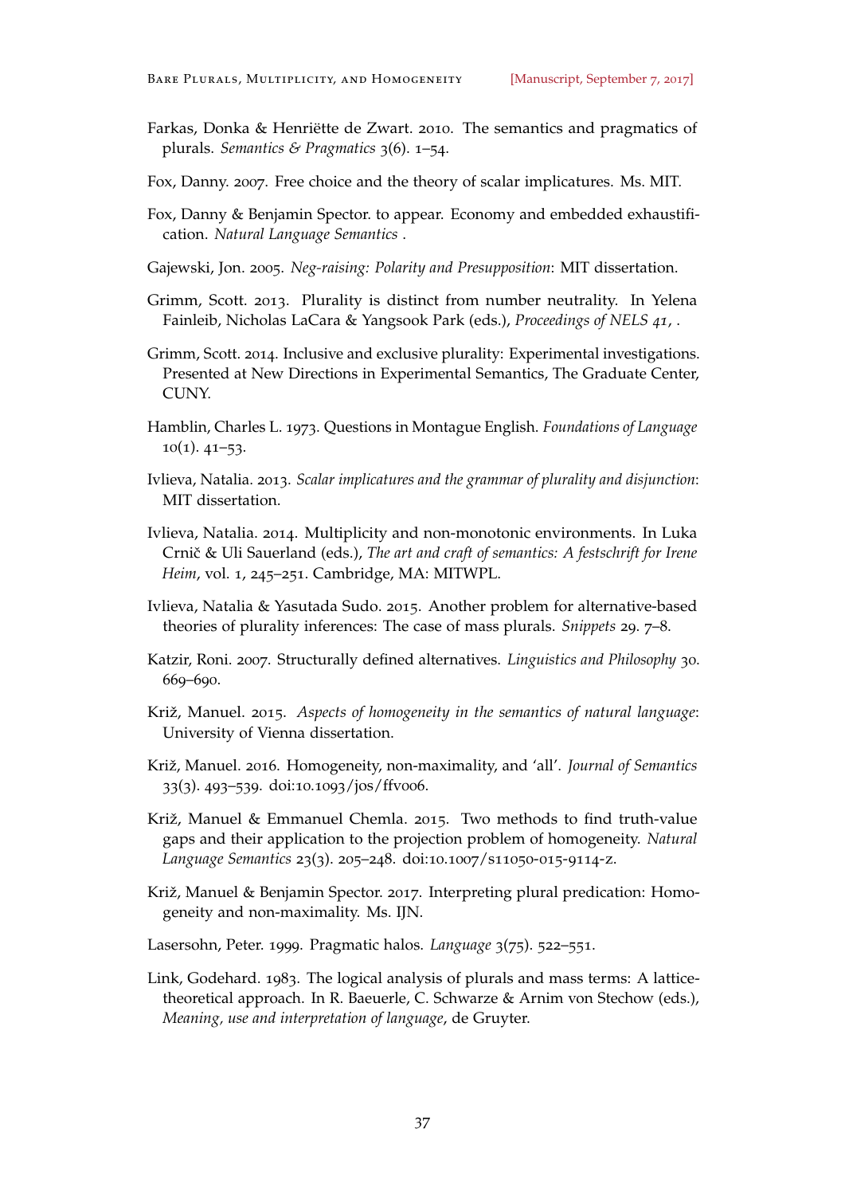Farkas, Donka & Henriëtte de Zwart. 2010. The semantics and pragmatics of plurals. *Semantics & Pragmatics* 3(6). 1–54.

Fox, Danny. 2007. Free choice and the theory of scalar implicatures. Ms. MIT.

Fox, Danny & Benjamin Spector. to appear. Economy and embedded exhaustification. *Natural Language Semantics* .

Gajewski, Jon. 2005. *Neg-raising: Polarity and Presupposition*: MIT dissertation.

Grimm, Scott. 2013. Plurality is distinct from number neutrality. In Yelena Fainleib, Nicholas LaCara & Yangsook Park (eds.), *Proceedings of NELS 41*, .

Grimm, Scott. 2014. Inclusive and exclusive plurality: Experimental investigations. Presented at New Directions in Experimental Semantics, The Graduate Center, CUNY.

Hamblin, Charles L. 1973. Questions in Montague English. *Foundations of Language* 10(1). 41–53.

Ivlieva, Natalia. 2013. *Scalar implicatures and the grammar of plurality and disjunction*: MIT dissertation.

Ivlieva, Natalia. 2014. Multiplicity and non-monotonic environments. In Luka Crnič & Uli Sauerland (eds.), *The art and craft of semantics: A festschrift for Irene Heim*, vol. 1, 245–251. Cambridge, MA: MITWPL.

Ivlieva, Natalia & Yasutada Sudo. 2015. Another problem for alternative-based theories of plurality inferences: The case of mass plurals. *Snippets* 29. 7–8.

Katzir, Roni. 2007. Structurally defined alternatives. *Linguistics and Philosophy* 30. 669–690.

Križ, Manuel. 2015. *Aspects of homogeneity in the semantics of natural language*: University of Vienna dissertation.

Križ, Manuel. 2016. Homogeneity, non-maximality, and 'all'. *Journal of Semantics* 33(3). 493–539. doi:10.1093/jos/ffv006.

Križ, Manuel & Emmanuel Chemla. 2015. Two methods to find truth-value gaps and their application to the projection problem of homogeneity. *Natural Language Semantics* 23(3). 205–248. doi:10.1007/s11050-015-9114-z.

Križ, Manuel & Benjamin Spector. 2017. Interpreting plural predication: Homogeneity and non-maximality. Ms. IJN.

Lasersohn, Peter. 1999. Pragmatic halos. *Language* 3(75). 522–551.

Link, Godehard. 1983. The logical analysis of plurals and mass terms: A lattice-theoretical approach. In R. Baeuerle, C. Schwarze & Arnim von Stechow (eds.), *Meaning, use and interpretation of language*, de Gruyter.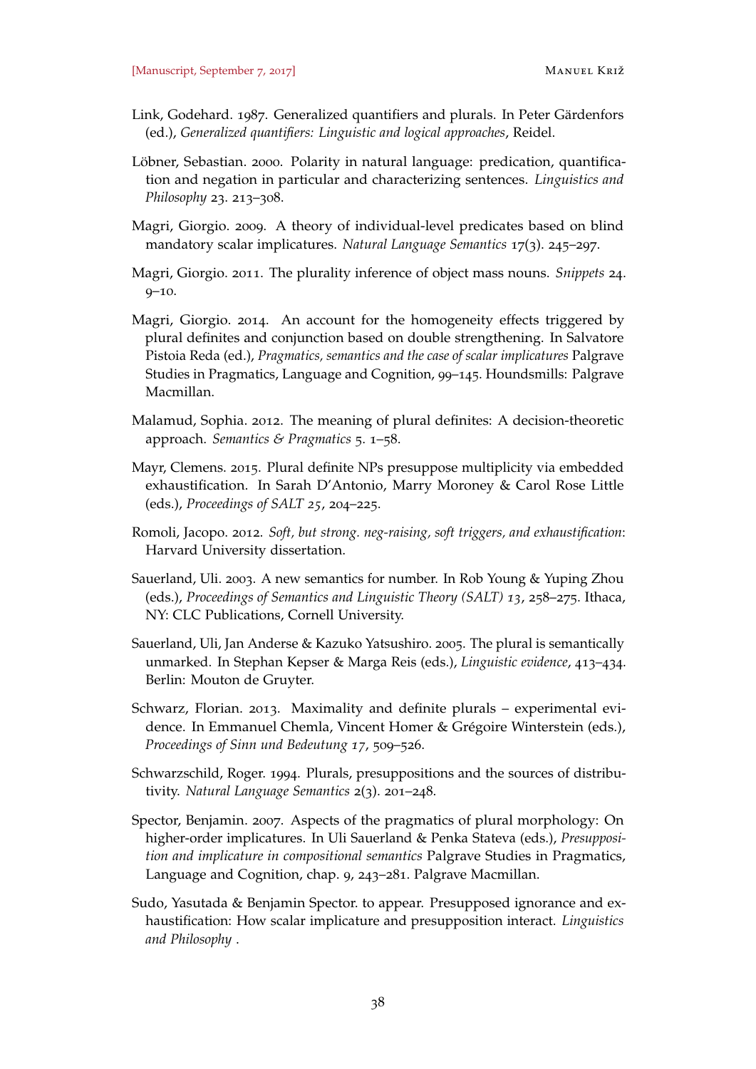Link, Godehard. 1987. Generalized quantifiers and plurals. In Peter Gärdenfors (ed.), *Generalized quantifiers: Linguistic and logical approaches*, Reidel.

Löbner, Sebastian. 2000. Polarity in natural language: predication, quantification and negation in particular and characterizing sentences. *Linguistics and Philosophy* 23. 213–308.

Magri, Giorgio. 2009. A theory of individual-level predicates based on blind mandatory scalar implicatures. *Natural Language Semantics* 17(3). 245–297.

Magri, Giorgio. 2011. The plurality inference of object mass nouns. *Snippets* 24. 9–10.

Magri, Giorgio. 2014. An account for the homogeneity effects triggered by plural definites and conjunction based on double strengthening. In Salvatore Pistoia Reda (ed.), *Pragmatics, semantics and the case of scalar implicatures* Palgrave Studies in Pragmatics, Language and Cognition, 99–145. Houndsmills: Palgrave Macmillan.

Malamud, Sophia. 2012. The meaning of plural definites: A decision-theoretic approach. *Semantics & Pragmatics* 5. 1–58.

Mayr, Clemens. 2015. Plural definite NPs presuppose multiplicity via embedded exhaustification. In Sarah D'Antonio, Marry Moroney & Carol Rose Little (eds.), *Proceedings of SALT 25*, 204–225.

Romoli, Jacopo. 2012. *Soft, but strong. neg-raising, soft triggers, and exhaustification*: Harvard University dissertation.

Sauerland, Uli. 2003. A new semantics for number. In Rob Young & Yuping Zhou (eds.), *Proceedings of Semantics and Linguistic Theory (SALT) 13*, 258–275. Ithaca, NY: CLC Publications, Cornell University.

Sauerland, Uli, Jan Anderse & Kazuko Yatsushiro. 2005. The plural is semantically unmarked. In Stephan Kepser & Marga Reis (eds.), *Linguistic evidence*, 413–434. Berlin: Mouton de Gruyter.

Schwarz, Florian. 2013. Maximality and definite plurals – experimental evidence. In Emmanuel Chemla, Vincent Homer & Grégoire Winterstein (eds.), *Proceedings of Sinn und Bedeutung 17*, 509–526.

Schwarzschild, Roger. 1994. Plurals, presuppositions and the sources of distributivity. *Natural Language Semantics* 2(3). 201–248.

Spector, Benjamin. 2007. Aspects of the pragmatics of plural morphology: On higher-order implicatures. In Uli Sauerland & Penka Stateva (eds.), *Presupposition and implicature in compositional semantics* Palgrave Studies in Pragmatics, Language and Cognition, chap. 9, 243–281. Palgrave Macmillan.

Sudo, Yasutada & Benjamin Spector. to appear. Presupposed ignorance and exhaustification: How scalar implicature and presupposition interact. *Linguistics and Philosophy* .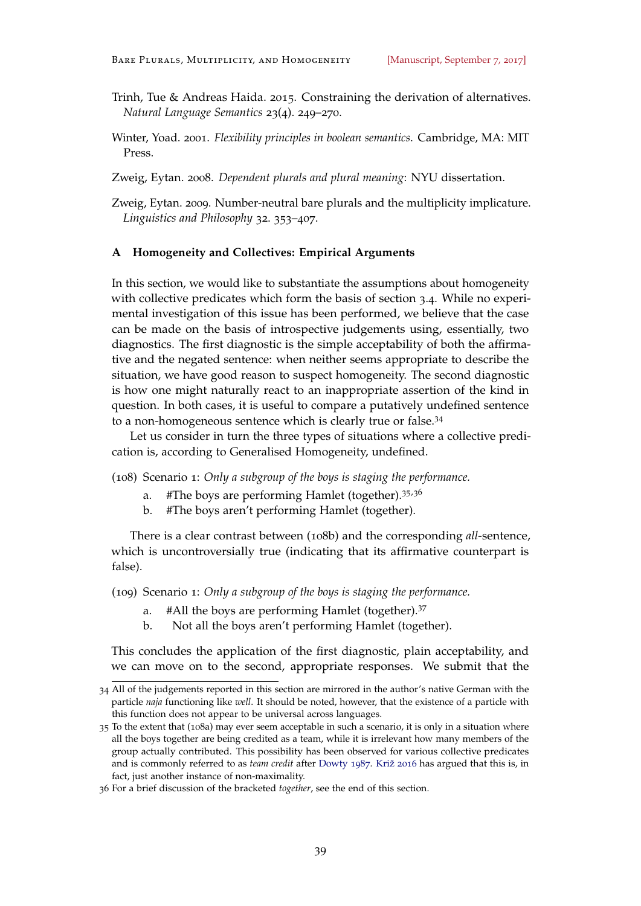Trinh, Tue & Andreas Haida. 2015. Constraining the derivation of alternatives. *Natural Language Semantics* 23(4). 249–270.

Winter, Yoad. 2001. *Flexibility principles in boolean semantics*. Cambridge, MA: MIT Press.

Zweig, Eytan. 2008. *Dependent plurals and plural meaning*: NYU dissertation.

Zweig, Eytan. 2009. Number-neutral bare plurals and the multiplicity implicature. *Linguistics and Philosophy* 32. 353–407.

## A Homogeneity and Collectives: Empirical Arguments

In this section, we would like to substantiate the assumptions about homogeneity with collective predicates which form the basis of section 3.4. While no experimental investigation of this issue has been performed, we believe that the case can be made on the basis of introspective judgements using, essentially, two diagnostics. The first diagnostic is the simple acceptability of both the affirmative and the negated sentence: when neither seems appropriate to describe the situation, we have good reason to suspect homogeneity. The second diagnostic is how one might naturally react to an inappropriate assertion of the kind in question. In both cases, it is useful to compare a putatively undefined sentence to a non-homogeneous sentence which is clearly true or false.[34]

Let us consider in turn the three types of situations where a collective predication is, according to Generalised Homogeneity, undefined.

(108) Scenario 1: *Only a subgroup of the boys is staging the performance.*

   a. #The boys are performing Hamlet (together).[35,36]

   b. #The boys aren't performing Hamlet (together).

There is a clear contrast between (108b) and the corresponding *all*-sentence, which is uncontroversially true (indicating that its affirmative counterpart is false).

(109) Scenario 1: *Only a subgroup of the boys is staging the performance.*

   a. #All the boys are performing Hamlet (together).[37]

   b. Not all the boys aren't performing Hamlet (together).

This concludes the application of the first diagnostic, plain acceptability, and we can move on to the second, appropriate responses. We submit that the

---

34 All of the judgements reported in this section are mirrored in the author's native German with the particle *naja* functioning like *well*. It should be noted, however, that the existence of a particle with this function does not appear to be universal across languages.

35 To the extent that (108a) may ever seem acceptable in such a scenario, it is only in a situation where all the boys together are being credited as a team, while it is irrelevant how many members of the group actually contributed. This possibility has been observed for various collective predicates and is commonly referred to as *team credit* after Dowty 1987. Križ 2016 has argued that this is, in fact, just another instance of non-maximality.

36 For a brief discussion of the bracketed *together*, see the end of this section.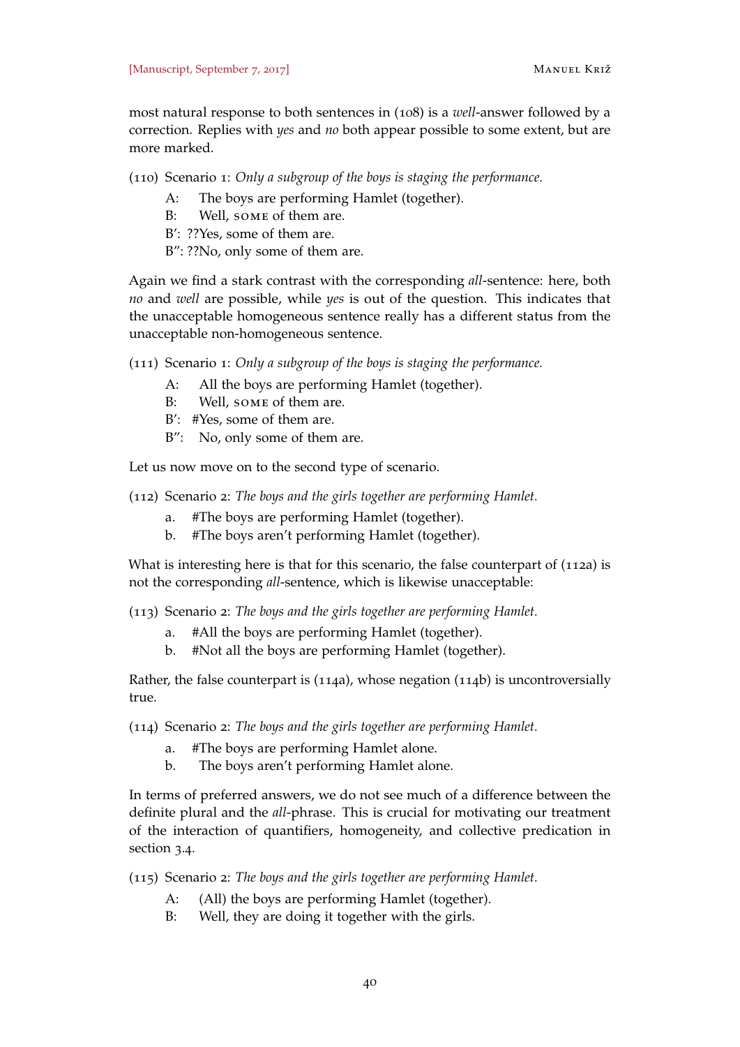most natural response to both sentences in (108) is a *well*-answer followed by a correction. Replies with *yes* and *no* both appear possible to some extent, but are more marked.

(110) Scenario 1: *Only a subgroup of the boys is staging the performance.*

A: The boys are performing Hamlet (together).
B: Well, SOME of them are.
B′: ??Yes, some of them are.
B″: ??No, only some of them are.

Again we find a stark contrast with the corresponding *all*-sentence: here, both *no* and *well* are possible, while *yes* is out of the question. This indicates that the unacceptable homogeneous sentence really has a different status from the unacceptable non-homogeneous sentence.

(111) Scenario 1: *Only a subgroup of the boys is staging the performance.*

A: All the boys are performing Hamlet (together).
B: Well, SOME of them are.
B′: #Yes, some of them are.
B″: No, only some of them are.

Let us now move on to the second type of scenario.

(112) Scenario 2: *The boys and the girls together are performing Hamlet.*

a. #The boys are performing Hamlet (together).
b. #The boys aren't performing Hamlet (together).

What is interesting here is that for this scenario, the false counterpart of (112a) is not the corresponding *all*-sentence, which is likewise unacceptable:

(113) Scenario 2: *The boys and the girls together are performing Hamlet.*

a. #All the boys are performing Hamlet (together).
b. #Not all the boys are performing Hamlet (together).

Rather, the false counterpart is (114a), whose negation (114b) is uncontroversially true.

(114) Scenario 2: *The boys and the girls together are performing Hamlet.*

a. #The boys are performing Hamlet alone.
b. The boys aren't performing Hamlet alone.

In terms of preferred answers, we do not see much of a difference between the definite plural and the *all*-phrase. This is crucial for motivating our treatment of the interaction of quantifiers, homogeneity, and collective predication in section 3.4.

(115) Scenario 2: *The boys and the girls together are performing Hamlet.*

A: (All) the boys are performing Hamlet (together).
B: Well, they are doing it together with the girls.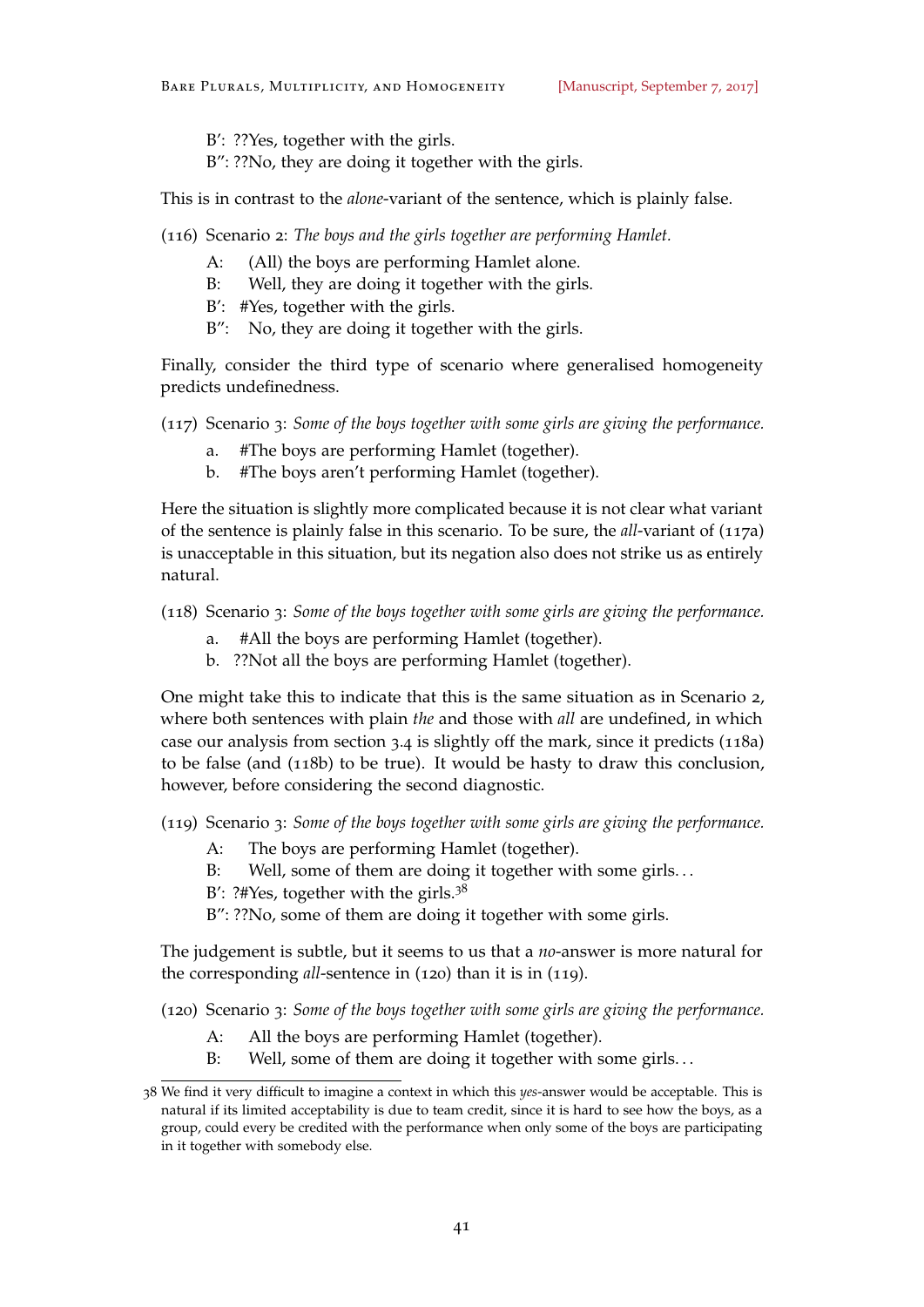B′: ??Yes, together with the girls.
B′′: ??No, they are doing it together with the girls.

This is in contrast to the *alone*-variant of the sentence, which is plainly false.

(116) Scenario 2: *The boys and the girls together are performing Hamlet.*

A: (All) the boys are performing Hamlet alone.
B: Well, they are doing it together with the girls.
B′: #Yes, together with the girls.
B′′: No, they are doing it together with the girls.

Finally, consider the third type of scenario where generalised homogeneity predicts undefinedness.

(117) Scenario 3: *Some of the boys together with some girls are giving the performance.*

a. #The boys are performing Hamlet (together).
b. #The boys aren't performing Hamlet (together).

Here the situation is slightly more complicated because it is not clear what variant of the sentence is plainly false in this scenario. To be sure, the *all*-variant of (117a) is unacceptable in this situation, but its negation also does not strike us as entirely natural.

(118) Scenario 3: *Some of the boys together with some girls are giving the performance.*

a. #All the boys are performing Hamlet (together).
b. ??Not all the boys are performing Hamlet (together).

One might take this to indicate that this is the same situation as in Scenario 2, where both sentences with plain *the* and those with *all* are undefined, in which case our analysis from section 3.4 is slightly off the mark, since it predicts (118a) to be false (and (118b) to be true). It would be hasty to draw this conclusion, however, before considering the second diagnostic.

(119) Scenario 3: *Some of the boys together with some girls are giving the performance.*

A: The boys are performing Hamlet (together).
B: Well, some of them are doing it together with some girls. . .
B′: ?#Yes, together with the girls.[38]
B′′: ??No, some of them are doing it together with some girls.

The judgement is subtle, but it seems to us that a *no*-answer is more natural for the corresponding *all*-sentence in (120) than it is in (119).

(120) Scenario 3: *Some of the boys together with some girls are giving the performance.*

A: All the boys are performing Hamlet (together).
B: Well, some of them are doing it together with some girls. . .

---

38 We find it very difficult to imagine a context in which this *yes*-answer would be acceptable. This is natural if its limited acceptability is due to team credit, since it is hard to see how the boys, as a group, could every be credited with the performance when only some of the boys are participating in it together with somebody else.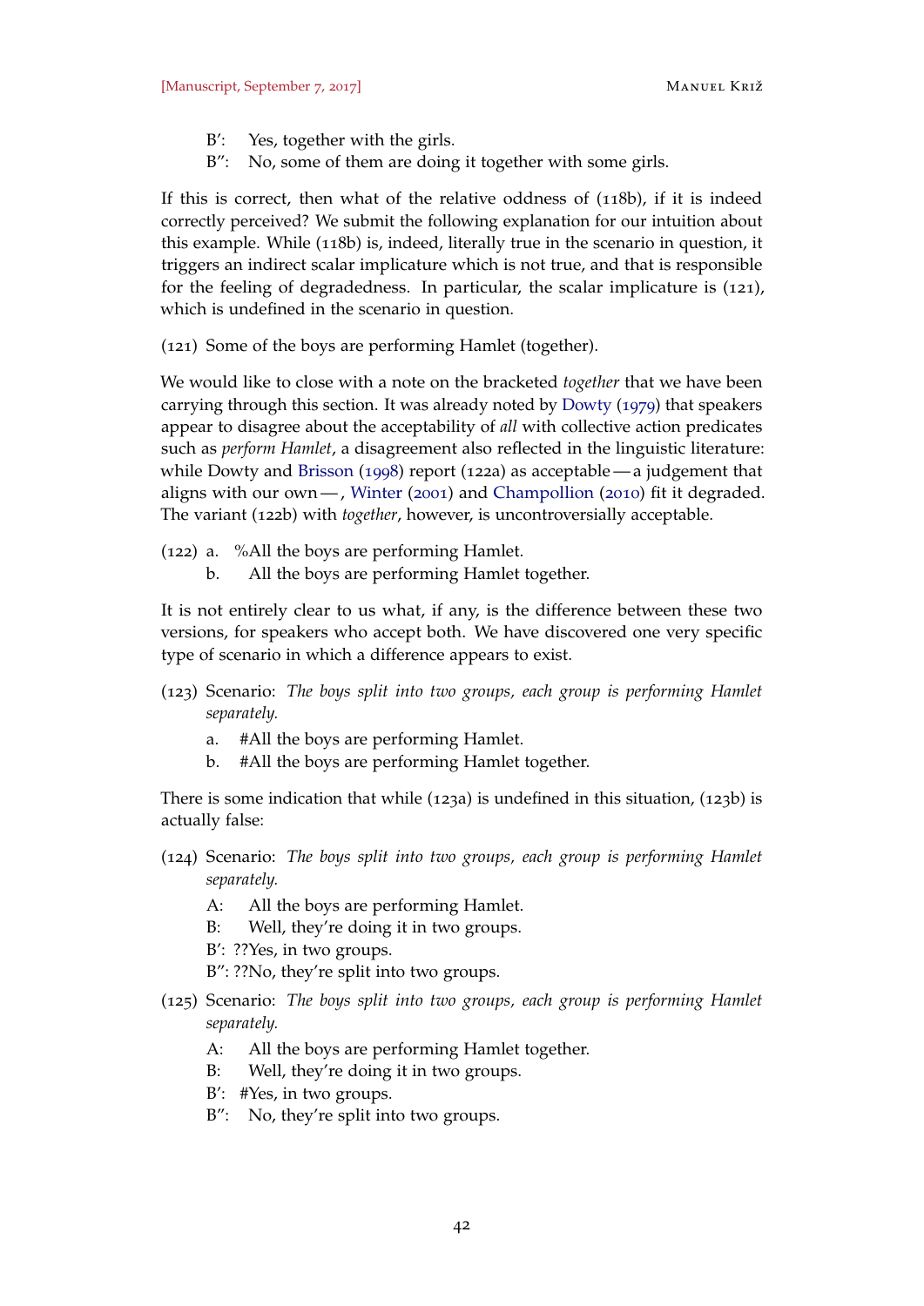B′: Yes, together with the girls.
B″: No, some of them are doing it together with some girls.

If this is correct, then what of the relative oddness of (118b), if it is indeed correctly perceived? We submit the following explanation for our intuition about this example. While (118b) is, indeed, literally true in the scenario in question, it triggers an indirect scalar implicature which is not true, and that is responsible for the feeling of degradedness. In particular, the scalar implicature is (121), which is undefined in the scenario in question.

(121) Some of the boys are performing Hamlet (together).

We would like to close with a note on the bracketed *together* that we have been carrying through this section. It was already noted by Dowty (1979) that speakers appear to disagree about the acceptability of *all* with collective action predicates such as *perform Hamlet*, a disagreement also reflected in the linguistic literature: while Dowty and Brisson (1998) report (122a) as acceptable — a judgement that aligns with our own — , Winter (2001) and Champollion (2010) fit it degraded. The variant (122b) with *together*, however, is uncontroversially acceptable.

(122) a. %All the boys are performing Hamlet.
b. All the boys are performing Hamlet together.

It is not entirely clear to us what, if any, is the difference between these two versions, for speakers who accept both. We have discovered one very specific type of scenario in which a difference appears to exist.

(123) Scenario: *The boys split into two groups, each group is performing Hamlet separately.*
a. #All the boys are performing Hamlet.
b. #All the boys are performing Hamlet together.

There is some indication that while (123a) is undefined in this situation, (123b) is actually false:

(124) Scenario: *The boys split into two groups, each group is performing Hamlet separately.*
A: All the boys are performing Hamlet.
B: Well, they're doing it in two groups.
B′: ??Yes, in two groups.
B″: ??No, they're split into two groups.

(125) Scenario: *The boys split into two groups, each group is performing Hamlet separately.*
A: All the boys are performing Hamlet together.
B: Well, they're doing it in two groups.
B′: #Yes, in two groups.
B″: No, they're split into two groups.